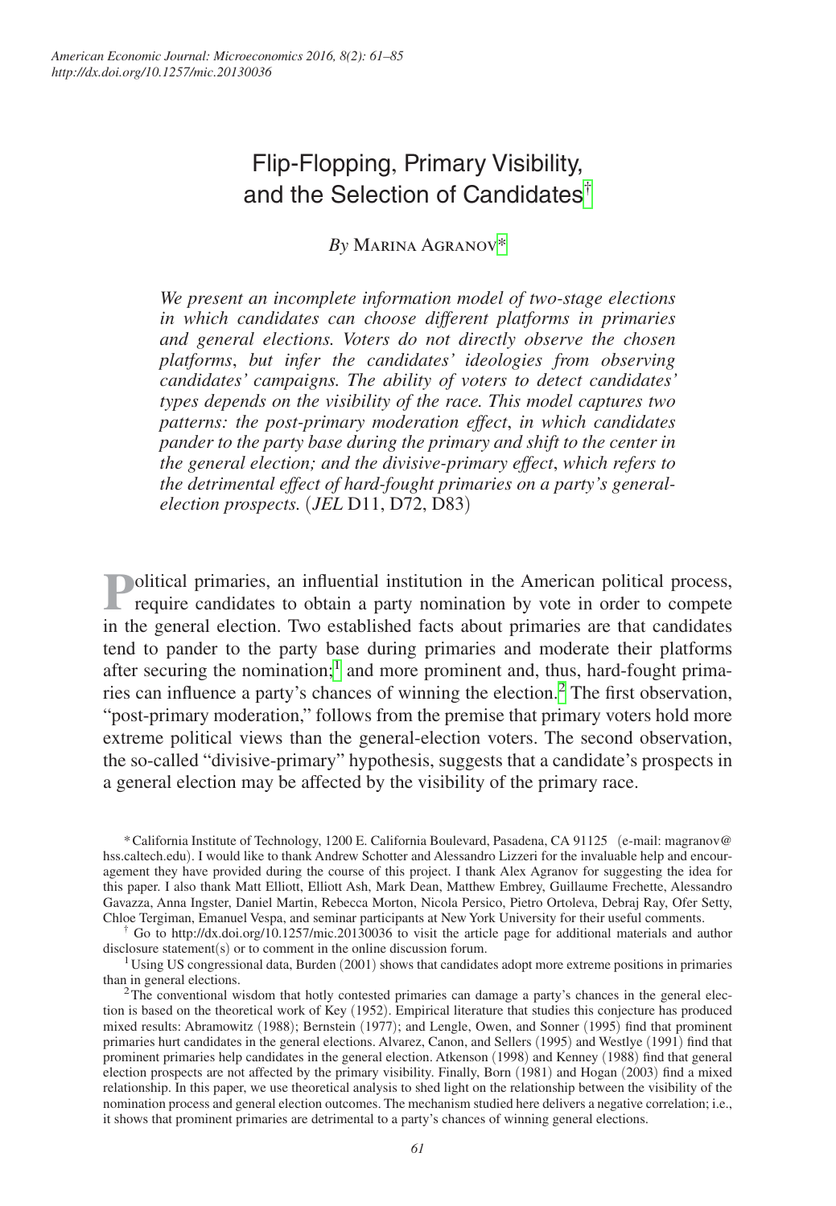# Flip-Flopping, Primary Visibility, and the Selection of Candidates[†]

*By* Marina Agranov[*]

*We present an incomplete information model of two-stage elections in which candidates can choose different platforms in primaries and general elections. Voters do not directly observe the chosen platforms, but infer the candidates' ideologies from observing candidates' campaigns. The ability of voters to detect candidates' types depends on the visibility of the race. This model captures two patterns: the post-primary moderation effect, in which candidates pander to the party base during the primary and shift to the center in the general election; and the divisive-primary effect, which refers to the detrimental effect of hard-fought primaries on a party's general-election prospects.* (*JEL* D11, D72, D83)

Political primaries, an influential institution in the American political process, require candidates to obtain a party nomination by vote in order to compete in the general election. Two established facts about primaries are that candidates tend to pander to the party base during primaries and moderate their platforms after securing the nomination;[1] and more prominent and, thus, hard-fought primaries can influence a party's chances of winning the election.[2] The first observation, "post-primary moderation," follows from the premise that primary voters hold more extreme political views than the general-election voters. The second observation, the so-called "divisive-primary" hypothesis, suggests that a candidate's prospects in a general election may be affected by the visibility of the primary race.

[*] California Institute of Technology, 1200 E. California Boulevard, Pasadena, CA 91125 (e-mail: magranov@hss.caltech.edu). I would like to thank Andrew Schotter and Alessandro Lizzeri for the invaluable help and encouragement they have provided during the course of this project. I thank Alex Agranov for suggesting the idea for this paper. I also thank Matt Elliott, Elliott Ash, Mark Dean, Matthew Embrey, Guillaume Frechette, Alessandro Gavazza, Anna Ingster, Daniel Martin, Rebecca Morton, Nicola Persico, Pietro Ortoleva, Debraj Ray, Ofer Setty, Chloe Tergiman, Emanuel Vespa, and seminar participants at New York University for their useful comments.

[†] Go to http://dx.doi.org/10.1257/mic.20130036 to visit the article page for additional materials and author disclosure statement(s) or to comment in the online discussion forum.

[1] Using US congressional data, Burden (2001) shows that candidates adopt more extreme positions in primaries than in general elections.

[2] The conventional wisdom that hotly contested primaries can damage a party's chances in the general election is based on the theoretical work of Key (1952). Empirical literature that studies this conjecture has produced mixed results: Abramowitz (1988); Bernstein (1977); and Lengle, Owen, and Sonner (1995) find that prominent primaries hurt candidates in the general elections. Alvarez, Canon, and Sellers (1995) and Westlye (1991) find that prominent primaries help candidates in the general election. Atkenson (1998) and Kenney (1988) find that general election prospects are not affected by the primary visibility. Finally, Born (1981) and Hogan (2003) find a mixed relationship. In this paper, we use theoretical analysis to shed light on the relationship between the visibility of the nomination process and general election outcomes. The mechanism studied here delivers a negative correlation; i.e., it shows that prominent primaries are detrimental to a party's chances of winning general elections.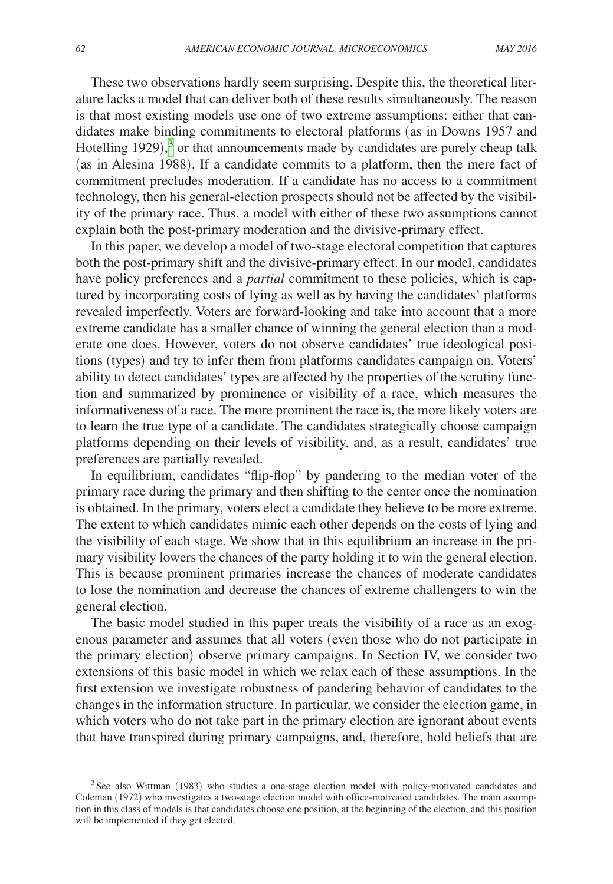These two observations hardly seem surprising. Despite this, the theoretical literature lacks a model that can deliver both of these results simultaneously. The reason is that most existing models use one of two extreme assumptions: either that candidates make binding commitments to electoral platforms (as in Downs 1957 and Hotelling 1929),[3] or that announcements made by candidates are purely cheap talk (as in Alesina 1988). If a candidate commits to a platform, then the mere fact of commitment precludes moderation. If a candidate has no access to a commitment technology, then his general-election prospects should not be affected by the visibility of the primary race. Thus, a model with either of these two assumptions cannot explain both the post-primary moderation and the divisive-primary effect.

In this paper, we develop a model of two-stage electoral competition that captures both the post-primary shift and the divisive-primary effect. In our model, candidates have policy preferences and a *partial* commitment to these policies, which is captured by incorporating costs of lying as well as by having the candidates' platforms revealed imperfectly. Voters are forward-looking and take into account that a more extreme candidate has a smaller chance of winning the general election than a moderate one does. However, voters do not observe candidates' true ideological positions (types) and try to infer them from platforms candidates campaign on. Voters' ability to detect candidates' types are affected by the properties of the scrutiny function and summarized by prominence or visibility of a race, which measures the informativeness of a race. The more prominent the race is, the more likely voters are to learn the true type of a candidate. The candidates strategically choose campaign platforms depending on their levels of visibility, and, as a result, candidates' true preferences are partially revealed.

In equilibrium, candidates "flip-flop" by pandering to the median voter of the primary race during the primary and then shifting to the center once the nomination is obtained. In the primary, voters elect a candidate they believe to be more extreme. The extent to which candidates mimic each other depends on the costs of lying and the visibility of each stage. We show that in this equilibrium an increase in the primary visibility lowers the chances of the party holding it to win the general election. This is because prominent primaries increase the chances of moderate candidates to lose the nomination and decrease the chances of extreme challengers to win the general election.

The basic model studied in this paper treats the visibility of a race as an exogenous parameter and assumes that all voters (even those who do not participate in the primary election) observe primary campaigns. In Section IV, we consider two extensions of this basic model in which we relax each of these assumptions. In the first extension we investigate robustness of pandering behavior of candidates to the changes in the information structure. In particular, we consider the election game, in which voters who do not take part in the primary election are ignorant about events that have transpired during primary campaigns, and, therefore, hold beliefs that are

[3] See also Wittman (1983) who studies a one-stage election model with policy-motivated candidates and Coleman (1972) who investigates a two-stage election model with office-motivated candidates. The main assumption in this class of models is that candidates choose one position, at the beginning of the election, and this position will be implemented if they get elected.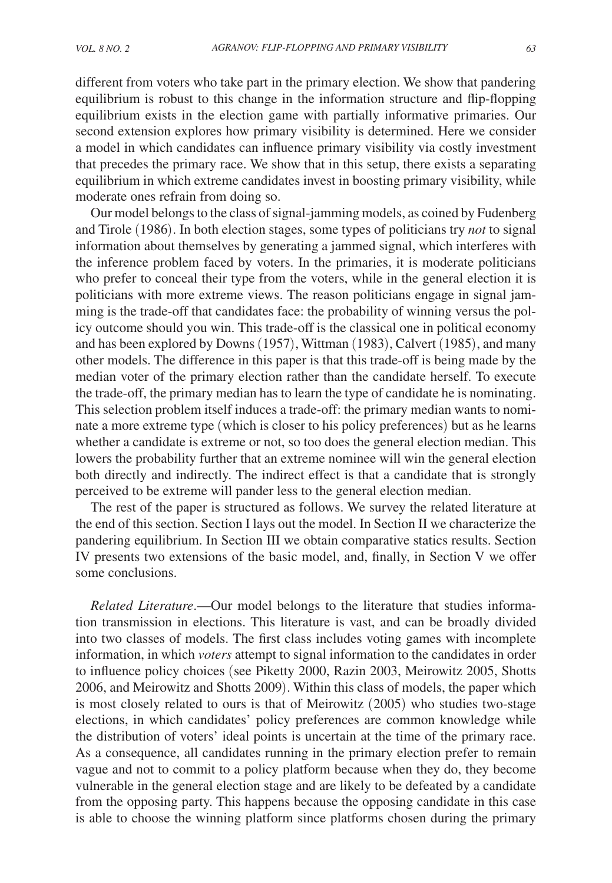different from voters who take part in the primary election. We show that pandering equilibrium is robust to this change in the information structure and flip-flopping equilibrium exists in the election game with partially informative primaries. Our second extension explores how primary visibility is determined. Here we consider a model in which candidates can influence primary visibility via costly investment that precedes the primary race. We show that in this setup, there exists a separating equilibrium in which extreme candidates invest in boosting primary visibility, while moderate ones refrain from doing so.

Our model belongs to the class of signal-jamming models, as coined by Fudenberg and Tirole (1986). In both election stages, some types of politicians try *not* to signal information about themselves by generating a jammed signal, which interferes with the inference problem faced by voters. In the primaries, it is moderate politicians who prefer to conceal their type from the voters, while in the general election it is politicians with more extreme views. The reason politicians engage in signal jamming is the trade-off that candidates face: the probability of winning versus the policy outcome should you win. This trade-off is the classical one in political economy and has been explored by Downs (1957), Wittman (1983), Calvert (1985), and many other models. The difference in this paper is that this trade-off is being made by the median voter of the primary election rather than the candidate herself. To execute the trade-off, the primary median has to learn the type of candidate he is nominating. This selection problem itself induces a trade-off: the primary median wants to nominate a more extreme type (which is closer to his policy preferences) but as he learns whether a candidate is extreme or not, so too does the general election median. This lowers the probability further that an extreme nominee will win the general election both directly and indirectly. The indirect effect is that a candidate that is strongly perceived to be extreme will pander less to the general election median.

The rest of the paper is structured as follows. We survey the related literature at the end of this section. Section I lays out the model. In Section II we characterize the pandering equilibrium. In Section III we obtain comparative statics results. Section IV presents two extensions of the basic model, and, finally, in Section V we offer some conclusions.

*Related Literature*.—Our model belongs to the literature that studies information transmission in elections. This literature is vast, and can be broadly divided into two classes of models. The first class includes voting games with incomplete information, in which *voters* attempt to signal information to the candidates in order to influence policy choices (see Piketty 2000, Razin 2003, Meirowitz 2005, Shotts 2006, and Meirowitz and Shotts 2009). Within this class of models, the paper which is most closely related to ours is that of Meirowitz (2005) who studies two-stage elections, in which candidates' policy preferences are common knowledge while the distribution of voters' ideal points is uncertain at the time of the primary race. As a consequence, all candidates running in the primary election prefer to remain vague and not to commit to a policy platform because when they do, they become vulnerable in the general election stage and are likely to be defeated by a candidate from the opposing party. This happens because the opposing candidate in this case is able to choose the winning platform since platforms chosen during the primary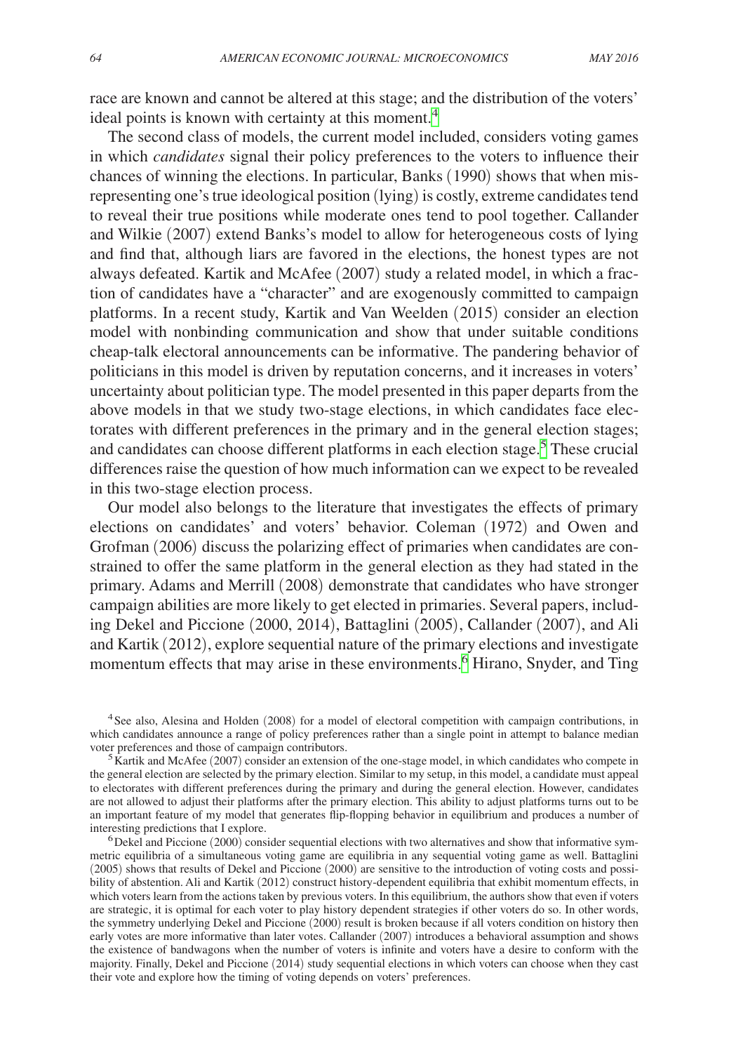race are known and cannot be altered at this stage; and the distribution of the voters' ideal points is known with certainty at this moment.[4]

The second class of models, the current model included, considers voting games in which *candidates* signal their policy preferences to the voters to influence their chances of winning the elections. In particular, Banks (1990) shows that when misrepresenting one's true ideological position (lying) is costly, extreme candidates tend to reveal their true positions while moderate ones tend to pool together. Callander and Wilkie (2007) extend Banks's model to allow for heterogeneous costs of lying and find that, although liars are favored in the elections, the honest types are not always defeated. Kartik and McAfee (2007) study a related model, in which a fraction of candidates have a "character" and are exogenously committed to campaign platforms. In a recent study, Kartik and Van Weelden (2015) consider an election model with nonbinding communication and show that under suitable conditions cheap-talk electoral announcements can be informative. The pandering behavior of politicians in this model is driven by reputation concerns, and it increases in voters' uncertainty about politician type. The model presented in this paper departs from the above models in that we study two-stage elections, in which candidates face electorates with different preferences in the primary and in the general election stages; and candidates can choose different platforms in each election stage.[5] These crucial differences raise the question of how much information can we expect to be revealed in this two-stage election process.

Our model also belongs to the literature that investigates the effects of primary elections on candidates' and voters' behavior. Coleman (1972) and Owen and Grofman (2006) discuss the polarizing effect of primaries when candidates are constrained to offer the same platform in the general election as they had stated in the primary. Adams and Merrill (2008) demonstrate that candidates who have stronger campaign abilities are more likely to get elected in primaries. Several papers, including Dekel and Piccione (2000, 2014), Battaglini (2005), Callander (2007), and Ali and Kartik (2012), explore sequential nature of the primary elections and investigate momentum effects that may arise in these environments.[6] Hirano, Snyder, and Ting

[4] See also, Alesina and Holden (2008) for a model of electoral competition with campaign contributions, in which candidates announce a range of policy preferences rather than a single point in attempt to balance median voter preferences and those of campaign contributors.

[5] Kartik and McAfee (2007) consider an extension of the one-stage model, in which candidates who compete in the general election are selected by the primary election. Similar to my setup, in this model, a candidate must appeal to electorates with different preferences during the primary and during the general election. However, candidates are not allowed to adjust their platforms after the primary election. This ability to adjust platforms turns out to be an important feature of my model that generates flip-flopping behavior in equilibrium and produces a number of interesting predictions that I explore.

[6] Dekel and Piccione (2000) consider sequential elections with two alternatives and show that informative symmetric equilibria of a simultaneous voting game are equilibria in any sequential voting game as well. Battaglini (2005) shows that results of Dekel and Piccione (2000) are sensitive to the introduction of voting costs and possibility of abstention. Ali and Kartik (2012) construct history-dependent equilibria that exhibit momentum effects, in which voters learn from the actions taken by previous voters. In this equilibrium, the authors show that even if voters are strategic, it is optimal for each voter to play history dependent strategies if other voters do so. In other words, the symmetry underlying Dekel and Piccione (2000) result is broken because if all voters condition on history then early votes are more informative than later votes. Callander (2007) introduces a behavioral assumption and shows the existence of bandwagons when the number of voters is infinite and voters have a desire to conform with the majority. Finally, Dekel and Piccione (2014) study sequential elections in which voters can choose when they cast their vote and explore how the timing of voting depends on voters' preferences.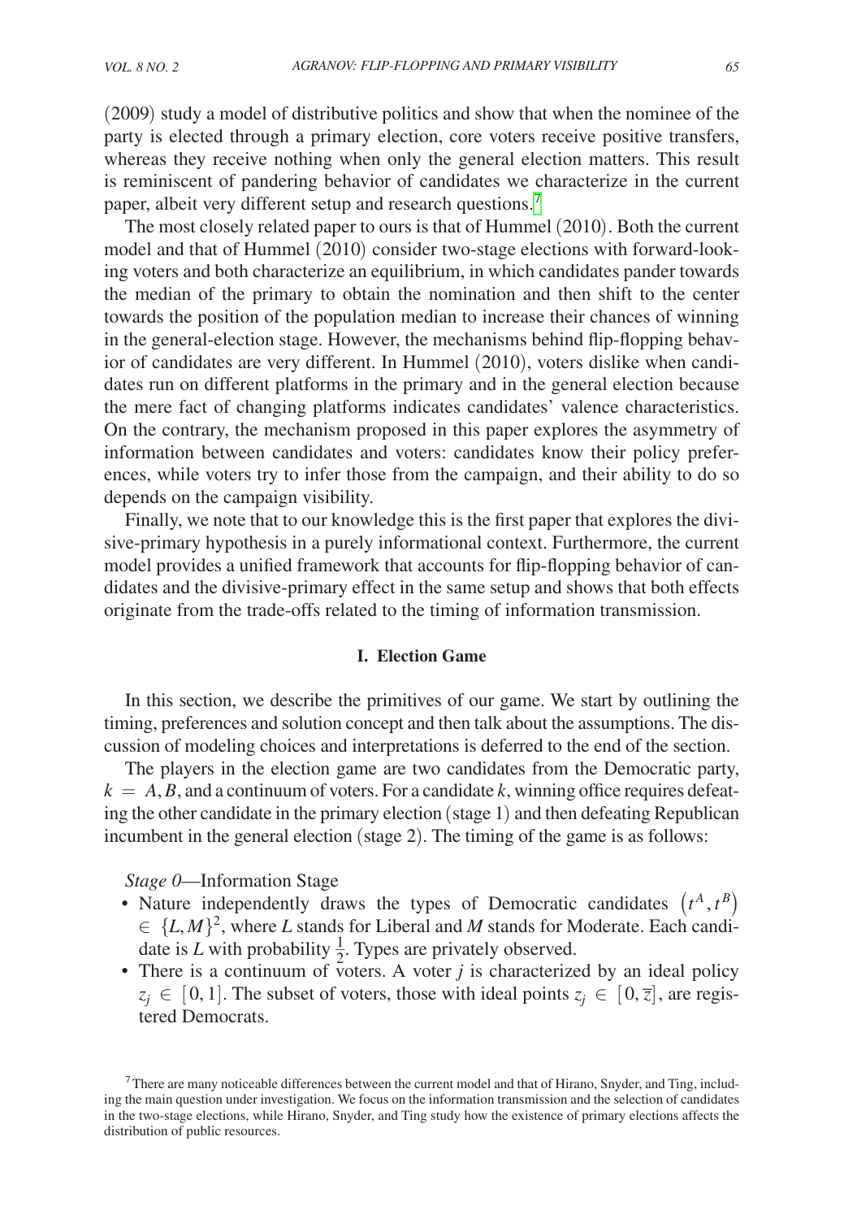(2009) study a model of distributive politics and show that when the nominee of the party is elected through a primary election, core voters receive positive transfers, whereas they receive nothing when only the general election matters. This result is reminiscent of pandering behavior of candidates we characterize in the current paper, albeit very different setup and research questions.[7]

The most closely related paper to ours is that of Hummel (2010). Both the current model and that of Hummel (2010) consider two-stage elections with forward-looking voters and both characterize an equilibrium, in which candidates pander towards the median of the primary to obtain the nomination and then shift to the center towards the position of the population median to increase their chances of winning in the general-election stage. However, the mechanisms behind flip-flopping behavior of candidates are very different. In Hummel (2010), voters dislike when candidates run on different platforms in the primary and in the general election because the mere fact of changing platforms indicates candidates' valence characteristics. On the contrary, the mechanism proposed in this paper explores the asymmetry of information between candidates and voters: candidates know their policy preferences, while voters try to infer those from the campaign, and their ability to do so depends on the campaign visibility.

Finally, we note that to our knowledge this is the first paper that explores the divisive-primary hypothesis in a purely informational context. Furthermore, the current model provides a unified framework that accounts for flip-flopping behavior of candidates and the divisive-primary effect in the same setup and shows that both effects originate from the trade-offs related to the timing of information transmission.

## I. Election Game

In this section, we describe the primitives of our game. We start by outlining the timing, preferences and solution concept and then talk about the assumptions. The discussion of modeling choices and interpretations is deferred to the end of the section.

The players in the election game are two candidates from the Democratic party, $k = A, B$, and a continuum of voters. For a candidate $k$, winning office requires defeating the other candidate in the primary election (stage 1) and then defeating Republican incumbent in the general election (stage 2). The timing of the game is as follows:

*Stage 0*—Information Stage

- Nature independently draws the types of Democratic candidates $(t^A, t^B) \in \{L, M\}^2$, where $L$ stands for Liberal and $M$ stands for Moderate. Each candidate is $L$ with probability $\frac{1}{2}$. Types are privately observed.
- There is a continuum of voters. A voter $j$ is characterized by an ideal policy $z_j \in [0, 1]$. The subset of voters, those with ideal points $z_j \in [0, \overline{z}]$, are registered Democrats.

[7] There are many noticeable differences between the current model and that of Hirano, Snyder, and Ting, including the main question under investigation. We focus on the information transmission and the selection of candidates in the two-stage elections, while Hirano, Snyder, and Ting study how the existence of primary elections affects the distribution of public resources.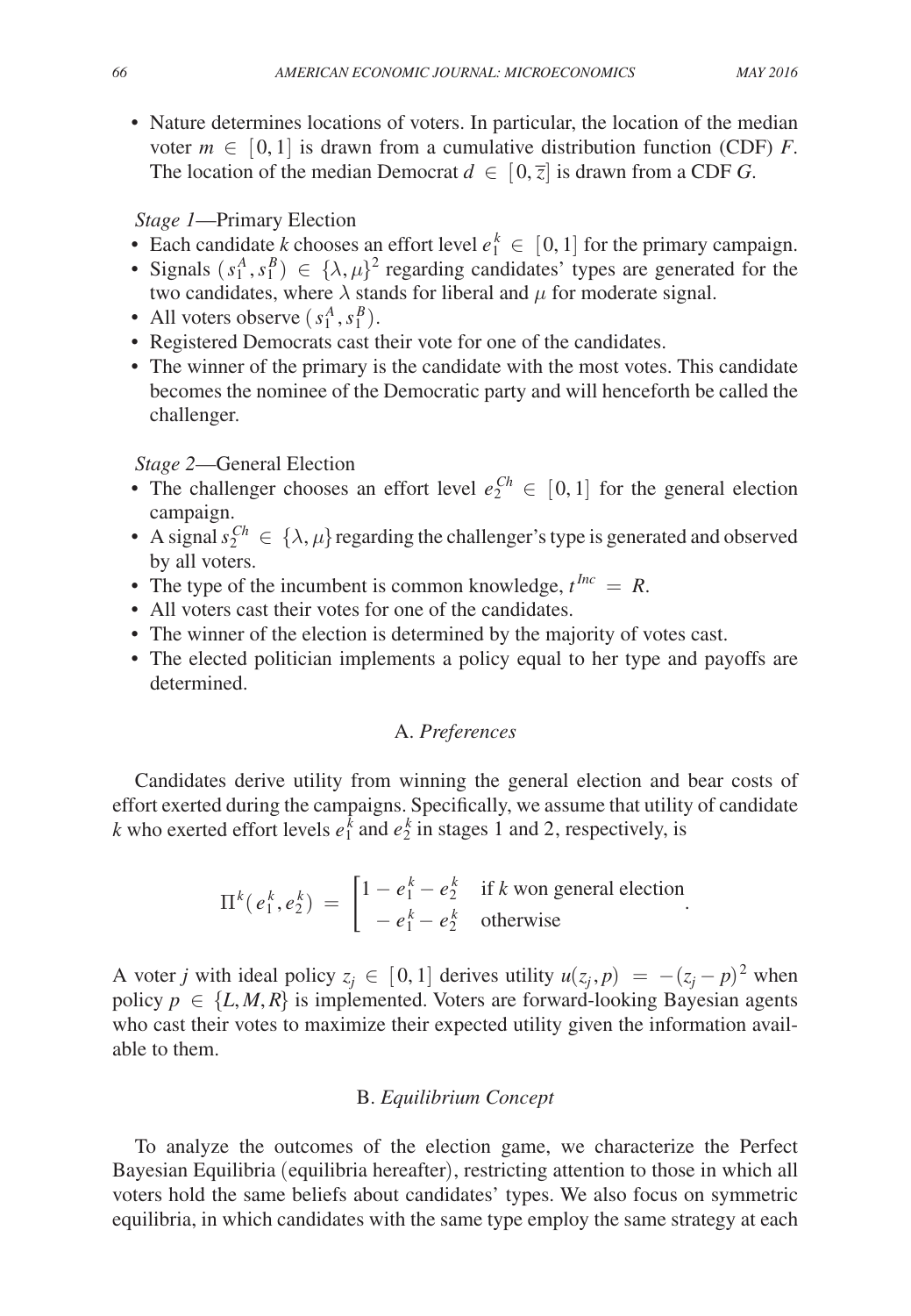- Nature determines locations of voters. In particular, the location of the median voter $m \in [0,1]$ is drawn from a cumulative distribution function (CDF) $F$. The location of the median Democrat $d \in [0, \overline{z}]$ is drawn from a CDF $G$.

*Stage 1*—Primary Election

- Each candidate $k$ chooses an effort level $e_1^k \in [0,1]$ for the primary campaign.
- Signals $(s_1^A, s_1^B) \in \{\lambda, \mu\}^2$ regarding candidates' types are generated for the two candidates, where $\lambda$ stands for liberal and $\mu$ for moderate signal.
- All voters observe $(s_1^A, s_1^B)$.
- Registered Democrats cast their vote for one of the candidates.
- The winner of the primary is the candidate with the most votes. This candidate becomes the nominee of the Democratic party and will henceforth be called the challenger.

*Stage 2*—General Election

- The challenger chooses an effort level $e_2^{Ch} \in [0,1]$ for the general election campaign.
- A signal $s_2^{Ch} \in \{\lambda, \mu\}$ regarding the challenger's type is generated and observed by all voters.
- The type of the incumbent is common knowledge, $t^{Inc} = R$.
- All voters cast their votes for one of the candidates.
- The winner of the election is determined by the majority of votes cast.
- The elected politician implements a policy equal to her type and payoffs are determined.

## A. *Preferences*

Candidates derive utility from winning the general election and bear costs of effort exerted during the campaigns. Specifically, we assume that utility of candidate $k$ who exerted effort levels $e_1^k$ and $e_2^k$ in stages 1 and 2, respectively, is

$$\Pi^k(e_1^k, e_2^k) = \begin{cases} 1 - e_1^k - e_2^k & \text{if } k \text{ won general election} \\ -e_1^k - e_2^k & \text{otherwise} \end{cases}.$$

A voter $j$ with ideal policy $z_j \in [0,1]$ derives utility $u(z_j, p) = -(z_j - p)^2$ when policy $p \in \{L, M, R\}$ is implemented. Voters are forward-looking Bayesian agents who cast their votes to maximize their expected utility given the information available to them.

## B. *Equilibrium Concept*

To analyze the outcomes of the election game, we characterize the Perfect Bayesian Equilibria (equilibria hereafter), restricting attention to those in which all voters hold the same beliefs about candidates' types. We also focus on symmetric equilibria, in which candidates with the same type employ the same strategy at each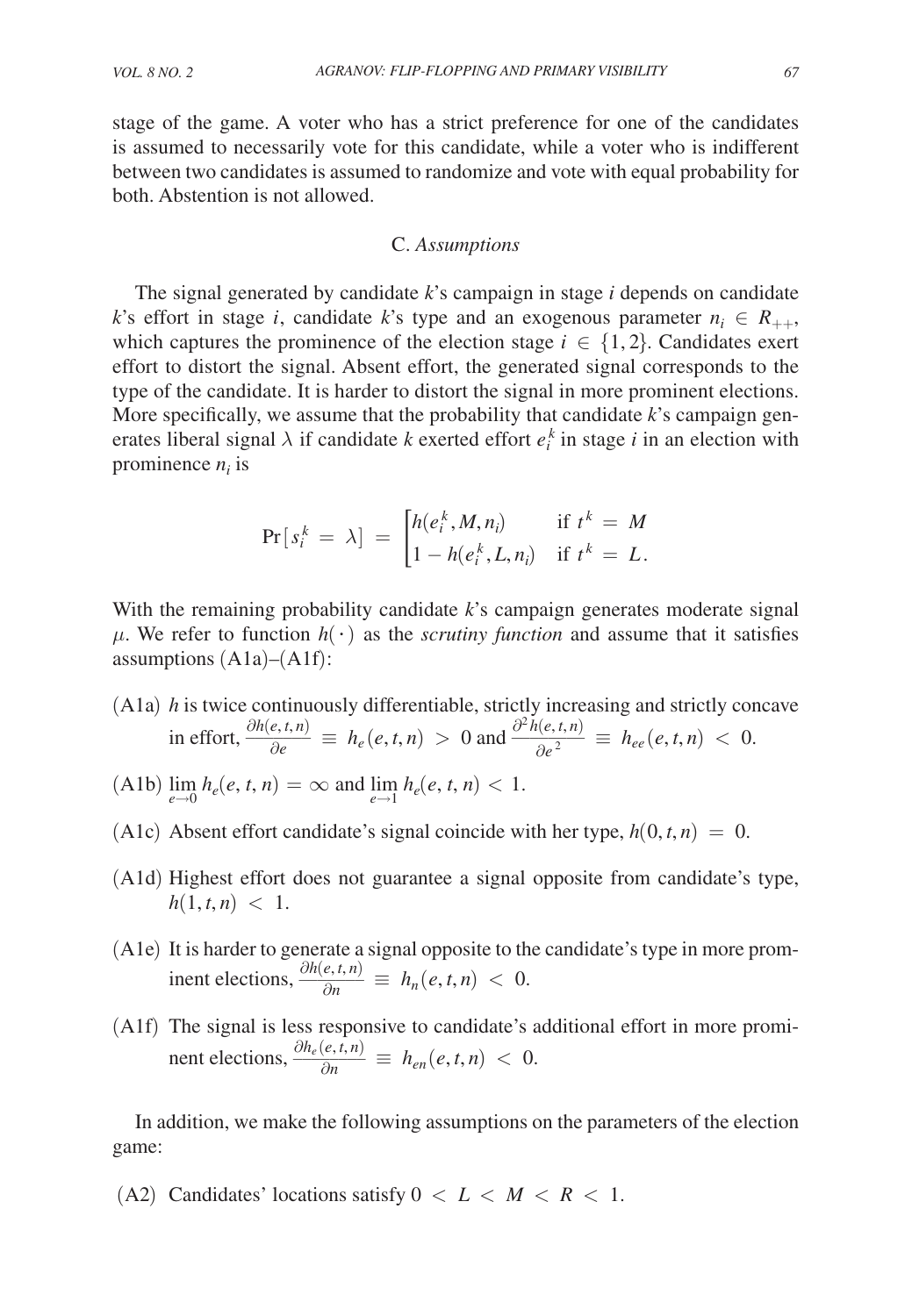stage of the game. A voter who has a strict preference for one of the candidates is assumed to necessarily vote for this candidate, while a voter who is indifferent between two candidates is assumed to randomize and vote with equal probability for both. Abstention is not allowed.

### C. *Assumptions*

The signal generated by candidate $k$'s campaign in stage $i$ depends on candidate $k$'s effort in stage $i$, candidate $k$'s type and an exogenous parameter $n_i \in R_{++}$, which captures the prominence of the election stage $i \in \{1,2\}$. Candidates exert effort to distort the signal. Absent effort, the generated signal corresponds to the type of the candidate. It is harder to distort the signal in more prominent elections. More specifically, we assume that the probability that candidate $k$'s campaign generates liberal signal $\lambda$ if candidate $k$ exerted effort $e_i^k$ in stage $i$ in an election with prominence $n_i$ is

$$\Pr[s_i^k = \lambda] = \begin{cases} h(e_i^k, M, n_i) & \text{if } t^k = M \\ 1 - h(e_i^k, L, n_i) & \text{if } t^k = L. \end{cases}$$

With the remaining probability candidate $k$'s campaign generates moderate signal $\mu$. We refer to function $h(\cdot)$ as the *scrutiny function* and assume that it satisfies assumptions (A1a)–(A1f):

(A1a) $h$ is twice continuously differentiable, strictly increasing and strictly concave in effort, $\frac{\partial h(e,t,n)}{\partial e} \equiv h_e(e,t,n) > 0$ and $\frac{\partial^2 h(e,t,n)}{\partial e^2} \equiv h_{ee}(e,t,n) < 0$.

(A1b) $\lim_{e \to 0} h_e(e,t,n) = \infty$ and $\lim_{e \to 1} h_e(e,t,n) < 1$.

(A1c) Absent effort candidate's signal coincide with her type, $h(0,t,n) = 0$.

(A1d) Highest effort does not guarantee a signal opposite from candidate's type, $h(1,t,n) < 1$.

(A1e) It is harder to generate a signal opposite to the candidate's type in more prominent elections, $\frac{\partial h(e,t,n)}{\partial n} \equiv h_n(e,t,n) < 0$.

(A1f) The signal is less responsive to candidate's additional effort in more prominent elections, $\frac{\partial h_e(e,t,n)}{\partial n} \equiv h_{en}(e,t,n) < 0$.

In addition, we make the following assumptions on the parameters of the election game:

(A2) Candidates' locations satisfy $0 < L < M < R < 1$.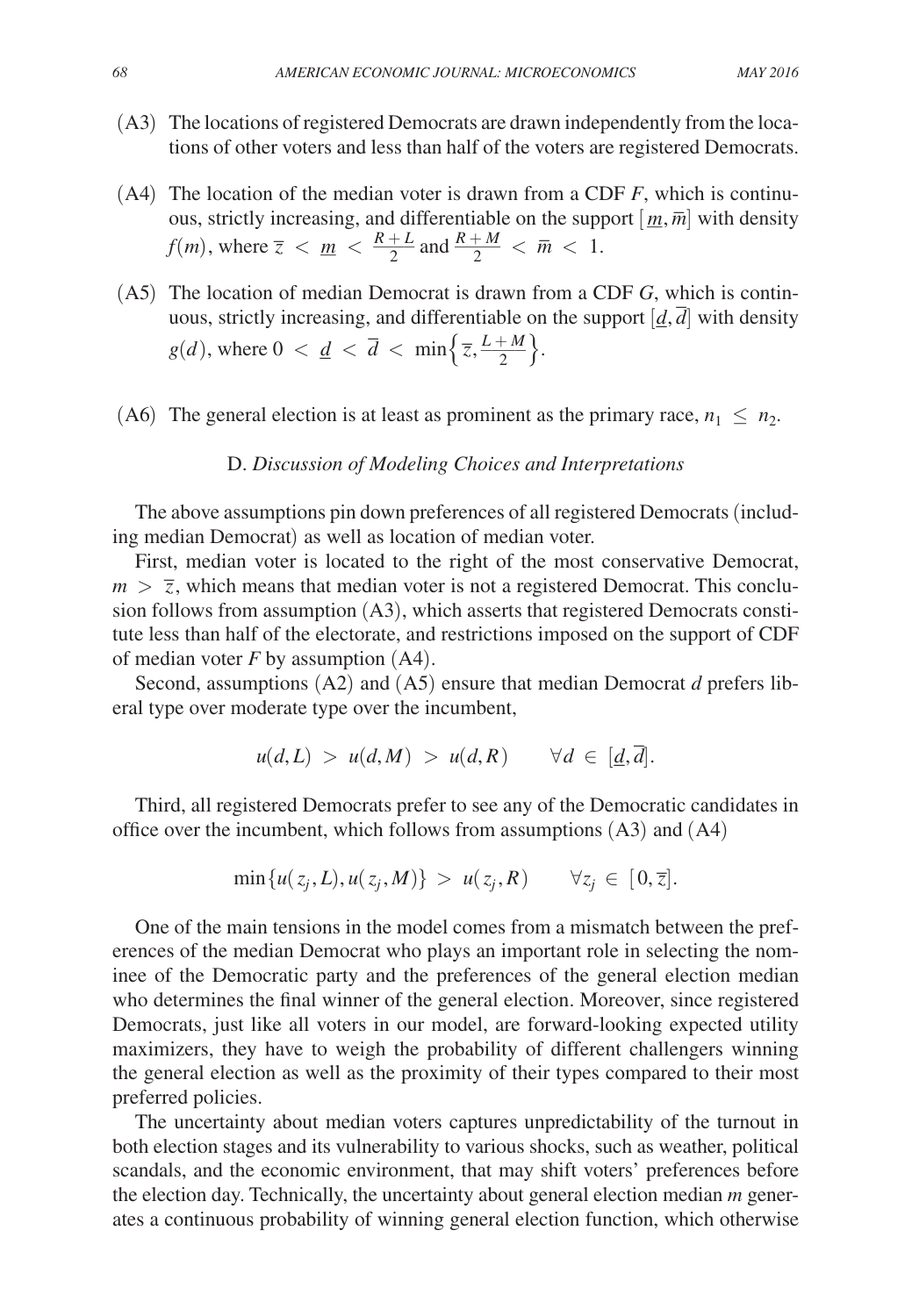- (A3) The locations of registered Democrats are drawn independently from the locations of other voters and less than half of the voters are registered Democrats.

- (A4) The location of the median voter is drawn from a CDF $F$, which is continuous, strictly increasing, and differentiable on the support $[\underline{m}, \overline{m}]$ with density $f(m)$, where $\overline{z} < \underline{m} < \frac{R+L}{2}$ and $\frac{R+M}{2} < \overline{m} < 1$.

- (A5) The location of median Democrat is drawn from a CDF $G$, which is continuous, strictly increasing, and differentiable on the support $[\underline{d}, \overline{d}]$ with density $g(d)$, where $0 < \underline{d} < \overline{d} < \min\left\{\overline{z}, \frac{L+M}{2}\right\}$.

- (A6) The general election is at least as prominent as the primary race, $n_1 \leq n_2$.

### D. *Discussion of Modeling Choices and Interpretations*

The above assumptions pin down preferences of all registered Democrats (including median Democrat) as well as location of median voter.

First, median voter is located to the right of the most conservative Democrat, $m > \overline{z}$, which means that median voter is not a registered Democrat. This conclusion follows from assumption (A3), which asserts that registered Democrats constitute less than half of the electorate, and restrictions imposed on the support of CDF of median voter $F$ by assumption (A4).

Second, assumptions (A2) and (A5) ensure that median Democrat $d$ prefers liberal type over moderate type over the incumbent,

$$u(d, L) > u(d, M) > u(d, R) \qquad \forall d \in [\underline{d}, \overline{d}].$$

Third, all registered Democrats prefer to see any of the Democratic candidates in office over the incumbent, which follows from assumptions (A3) and (A4)

$$\min\{u(z_j, L), u(z_j, M)\} > u(z_j, R) \qquad \forall z_j \in [0, \overline{z}].$$

One of the main tensions in the model comes from a mismatch between the preferences of the median Democrat who plays an important role in selecting the nominee of the Democratic party and the preferences of the general election median who determines the final winner of the general election. Moreover, since registered Democrats, just like all voters in our model, are forward-looking expected utility maximizers, they have to weigh the probability of different challengers winning the general election as well as the proximity of their types compared to their most preferred policies.

The uncertainty about median voters captures unpredictability of the turnout in both election stages and its vulnerability to various shocks, such as weather, political scandals, and the economic environment, that may shift voters' preferences before the election day. Technically, the uncertainty about general election median $m$ generates a continuous probability of winning general election function, which otherwise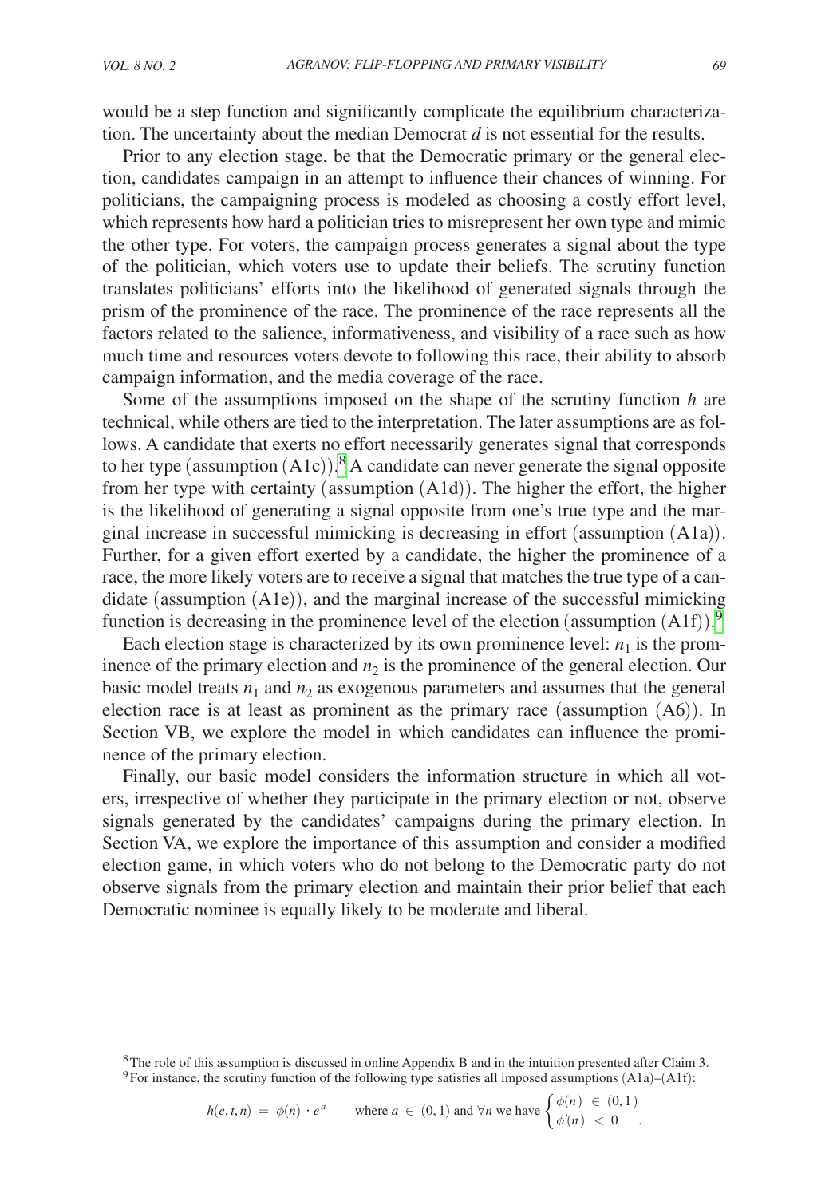would be a step function and significantly complicate the equilibrium characterization. The uncertainty about the median Democrat $d$ is not essential for the results.

Prior to any election stage, be that the Democratic primary or the general election, candidates campaign in an attempt to influence their chances of winning. For politicians, the campaigning process is modeled as choosing a costly effort level, which represents how hard a politician tries to misrepresent her own type and mimic the other type. For voters, the campaign process generates a signal about the type of the politician, which voters use to update their beliefs. The scrutiny function translates politicians' efforts into the likelihood of generated signals through the prism of the prominence of the race. The prominence of the race represents all the factors related to the salience, informativeness, and visibility of a race such as how much time and resources voters devote to following this race, their ability to absorb campaign information, and the media coverage of the race.

Some of the assumptions imposed on the shape of the scrutiny function $h$ are technical, while others are tied to the interpretation. The later assumptions are as follows. A candidate that exerts no effort necessarily generates signal that corresponds to her type (assumption (A1c)).[8] A candidate can never generate the signal opposite from her type with certainty (assumption (A1d)). The higher the effort, the higher is the likelihood of generating a signal opposite from one's true type and the marginal increase in successful mimicking is decreasing in effort (assumption (A1a)). Further, for a given effort exerted by a candidate, the higher the prominence of a race, the more likely voters are to receive a signal that matches the true type of a candidate (assumption (A1e)), and the marginal increase of the successful mimicking function is decreasing in the prominence level of the election (assumption (A1f)).[9]

Each election stage is characterized by its own prominence level: $n_1$ is the prominence of the primary election and $n_2$ is the prominence of the general election. Our basic model treats $n_1$ and $n_2$ as exogenous parameters and assumes that the general election race is at least as prominent as the primary race (assumption (A6)). In Section VB, we explore the model in which candidates can influence the prominence of the primary election.

Finally, our basic model considers the information structure in which all voters, irrespective of whether they participate in the primary election or not, observe signals generated by the candidates' campaigns during the primary election. In Section VA, we explore the importance of this assumption and consider a modified election game, in which voters who do not belong to the Democratic party do not observe signals from the primary election and maintain their prior belief that each Democratic nominee is equally likely to be moderate and liberal.

[8] The role of this assumption is discussed in online Appendix B and in the intuition presented after Claim 3.

[9] For instance, the scrutiny function of the following type satisfies all imposed assumptions (A1a)–(A1f):

$$h(e,t,n) = \phi(n) \cdot e^a \qquad \text{where } a \in (0,1) \text{ and } \forall n \text{ we have } \begin{cases} \phi(n) \in (0,1) \\ \phi'(n) < 0 \end{cases}.$$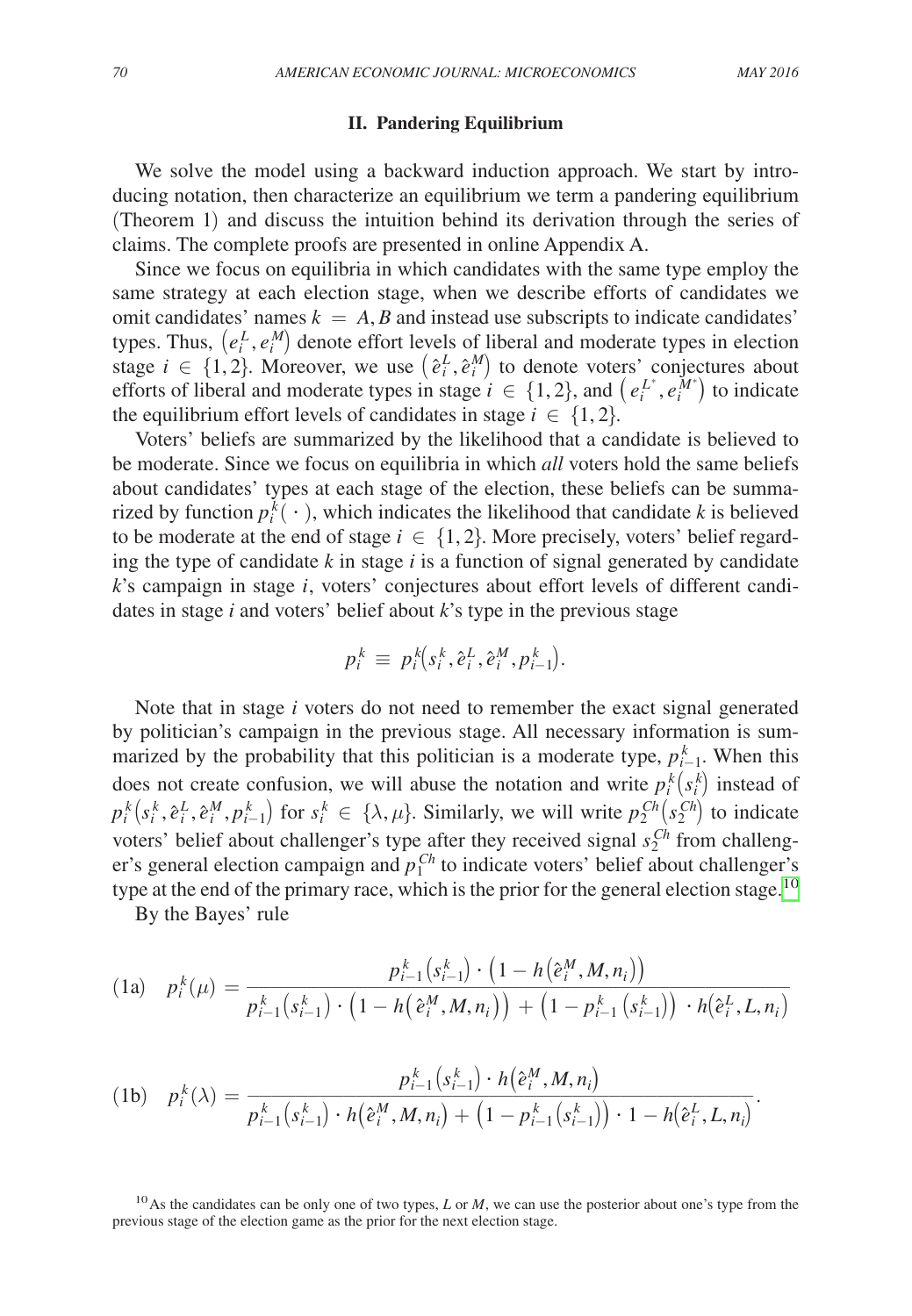## II. Pandering Equilibrium

We solve the model using a backward induction approach. We start by introducing notation, then characterize an equilibrium we term a pandering equilibrium (Theorem 1) and discuss the intuition behind its derivation through the series of claims. The complete proofs are presented in online Appendix A.

Since we focus on equilibria in which candidates with the same type employ the same strategy at each election stage, when we describe efforts of candidates we omit candidates' names $k = A, B$ and instead use subscripts to indicate candidates' types. Thus, $\left(e_i^L, e_i^M\right)$ denote effort levels of liberal and moderate types in election stage $i \in \{1, 2\}$. Moreover, we use $\left(\hat{e}_i^L, \hat{e}_i^M\right)$ to denote voters' conjectures about efforts of liberal and moderate types in stage $i \in \{1, 2\}$, and $\left(e_i^{L^*}, e_i^{M^*}\right)$ to indicate the equilibrium effort levels of candidates in stage $i \in \{1, 2\}$.

Voters' beliefs are summarized by the likelihood that a candidate is believed to be moderate. Since we focus on equilibria in which *all* voters hold the same beliefs about candidates' types at each stage of the election, these beliefs can be summarized by function $p_i^k(\cdot)$, which indicates the likelihood that candidate $k$ is believed to be moderate at the end of stage $i \in \{1, 2\}$. More precisely, voters' belief regarding the type of candidate $k$ in stage $i$ is a function of signal generated by candidate $k$'s campaign in stage $i$, voters' conjectures about effort levels of different candidates in stage $i$ and voters' belief about $k$'s type in the previous stage

$$p_i^k \equiv p_i^k\left(s_i^k, \hat{e}_i^L, \hat{e}_i^M, p_{i-1}^k\right).$$

Note that in stage $i$ voters do not need to remember the exact signal generated by politician's campaign in the previous stage. All necessary information is summarized by the probability that this politician is a moderate type, $p_{i-1}^k$. When this does not create confusion, we will abuse the notation and write $p_i^k\left(s_i^k\right)$ instead of $p_i^k\left(s_i^k, \hat{e}_i^L, \hat{e}_i^M, p_{i-1}^k\right)$ for $s_i^k \in \{\lambda, \mu\}$. Similarly, we will write $p_2^{Ch}\left(s_2^{Ch}\right)$ to indicate voters' belief about challenger's type after they received signal $s_2^{Ch}$ from challenger's general election campaign and $p_1^{Ch}$ to indicate voters' belief about challenger's type at the end of the primary race, which is the prior for the general election stage.[10]

By the Bayes' rule

$$\text{(1a)} \quad p_i^k(\mu) = \frac{p_{i-1}^k\left(s_{i-1}^k\right) \cdot \left(1 - h\left(\hat{e}_i^M, M, n_i\right)\right)}{p_{i-1}^k\left(s_{i-1}^k\right) \cdot \left(1 - h\left(\hat{e}_i^M, M, n_i\right)\right) + \left(1 - p_{i-1}^k\left(s_{i-1}^k\right)\right) \cdot h\left(\hat{e}_i^L, L, n_i\right)}$$

$$\text{(1b)} \quad p_i^k(\lambda) = \frac{p_{i-1}^k\left(s_{i-1}^k\right) \cdot h\left(\hat{e}_i^M, M, n_i\right)}{p_{i-1}^k\left(s_{i-1}^k\right) \cdot h\left(\hat{e}_i^M, M, n_i\right) + \left(1 - p_{i-1}^k\left(s_{i-1}^k\right)\right) \cdot 1 - h\left(\hat{e}_i^L, L, n_i\right)}.$$

[10] As the candidates can be only one of two types, $L$ or $M$, we can use the posterior about one's type from the previous stage of the election game as the prior for the next election stage.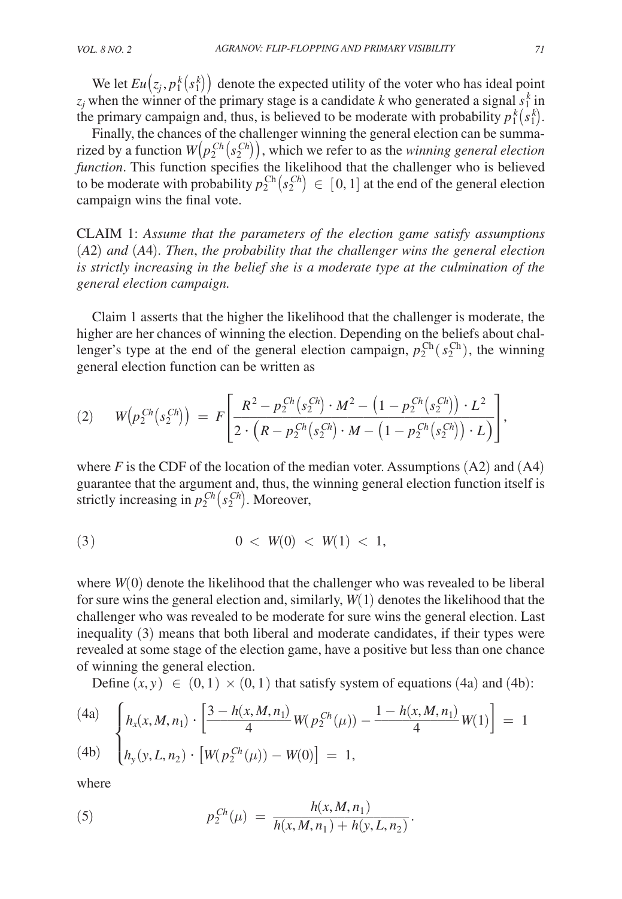We let $Eu\left(z_j, p_1^k\left(s_1^k\right)\right)$ denote the expected utility of the voter who has ideal point $z_j$ when the winner of the primary stage is a candidate $k$ who generated a signal $s_1^k$ in the primary campaign and, thus, is believed to be moderate with probability $p_1^k\left(s_1^k\right)$.

Finally, the chances of the challenger winning the general election can be summarized by a function $W\left(p_2^{Ch}\left(s_2^{Ch}\right)\right)$, which we refer to as the *winning general election function*. This function specifies the likelihood that the challenger who is believed to be moderate with probability $p_2^{\mathrm{Ch}}\left(s_2^{Ch}\right) \in [0,1]$ at the end of the general election campaign wins the final vote.

CLAIM 1: *Assume that the parameters of the election game satisfy assumptions* (A2) *and* (A4). *Then*, *the probability that the challenger wins the general election is strictly increasing in the belief she is a moderate type at the culmination of the general election campaign.*

Claim 1 asserts that the higher the likelihood that the challenger is moderate, the higher are her chances of winning the election. Depending on the beliefs about challenger's type at the end of the general election campaign, $p_2^{\mathrm{Ch}}(s_2^{\mathrm{Ch}})$, the winning general election function can be written as

$$W\left(p_2^{Ch}\left(s_2^{Ch}\right)\right) = F\left[\frac{R^2 - p_2^{Ch}\left(s_2^{Ch}\right)\cdot M^2 - \left(1 - p_2^{Ch}\left(s_2^{Ch}\right)\right)\cdot L^2}{2\cdot\left(R - p_2^{Ch}\left(s_2^{Ch}\right)\cdot M - \left(1 - p_2^{Ch}\left(s_2^{Ch}\right)\right)\cdot L\right)}\right], \tag{2}$$

where $F$ is the CDF of the location of the median voter. Assumptions (A2) and (A4) guarantee that the argument and, thus, the winning general election function itself is strictly increasing in $p_2^{Ch}\left(s_2^{Ch}\right)$. Moreover,

$$0 < W(0) < W(1) < 1, \tag{3}$$

where $W(0)$ denote the likelihood that the challenger who was revealed to be liberal for sure wins the general election and, similarly, $W(1)$ denotes the likelihood that the challenger who was revealed to be moderate for sure wins the general election. Last inequality (3) means that both liberal and moderate candidates, if their types were revealed at some stage of the election game, have a positive but less than one chance of winning the general election.

Define $(x, y) \in (0,1) \times (0,1)$ that satisfy system of equations (4a) and (4b):

$$\begin{cases} h_x(x, M, n_1)\cdot\left[\dfrac{3 - h(x, M, n_1)}{4}W(p_2^{Ch}(\mu)) - \dfrac{1 - h(x, M, n_1)}{4}W(1)\right] = 1 & \text{(4a)} \\ h_y(y, L, n_2)\cdot\left[W(p_2^{Ch}(\mu)) - W(0)\right] = 1, & \text{(4b)} \end{cases}$$

where

$$p_2^{Ch}(\mu) = \frac{h(x, M, n_1)}{h(x, M, n_1) + h(y, L, n_2)}. \tag{5}$$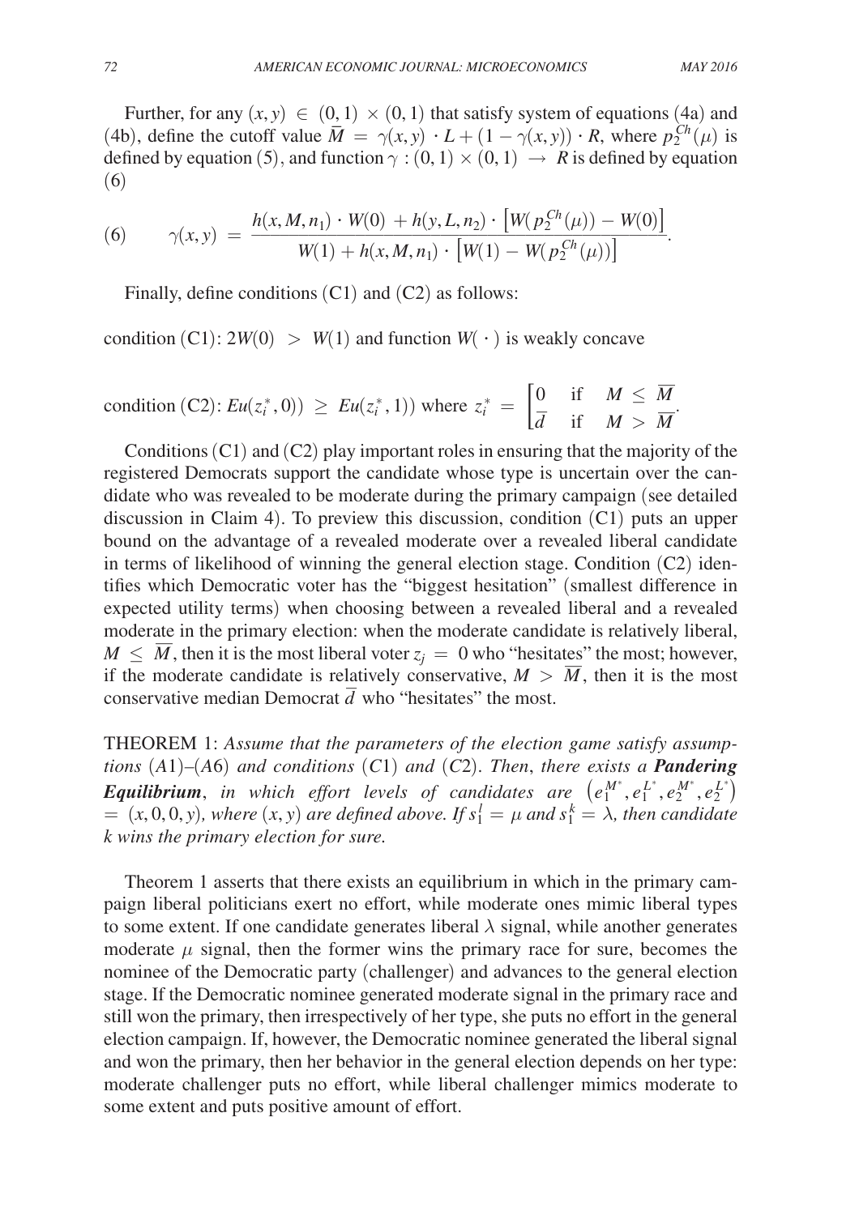Further, for any $(x, y) \in (0,1) \times (0,1)$ that satisfy system of equations (4a) and (4b), define the cutoff value $\overline{M} = \gamma(x, y) \cdot L + (1 - \gamma(x, y)) \cdot R$, where $p_2^{Ch}(\mu)$ is defined by equation (5), and function $\gamma : (0,1) \times (0,1) \rightarrow R$ is defined by equation (6)

$$(6) \qquad \gamma(x, y) = \frac{h(x, M, n_1) \cdot W(0) + h(y, L, n_2) \cdot \left[W(p_2^{Ch}(\mu)) - W(0)\right]}{W(1) + h(x, M, n_1) \cdot \left[W(1) - W(p_2^{Ch}(\mu))\right]}.$$

Finally, define conditions (C1) and (C2) as follows:

condition (C1): $2W(0) > W(1)$ and function $W(\cdot)$ is weakly concave

condition (C2): $Eu(z_i^*, 0)) \geq Eu(z_i^*, 1))$ where $z_i^* = \begin{bmatrix} 0 & \text{if} \quad M \leq \overline{M} \\ \overline{d} & \text{if} \quad M > \overline{M} \end{bmatrix}$.

Conditions (C1) and (C2) play important roles in ensuring that the majority of the registered Democrats support the candidate whose type is uncertain over the candidate who was revealed to be moderate during the primary campaign (see detailed discussion in Claim 4). To preview this discussion, condition (C1) puts an upper bound on the advantage of a revealed moderate over a revealed liberal candidate in terms of likelihood of winning the general election stage. Condition (C2) identifies which Democratic voter has the "biggest hesitation" (smallest difference in expected utility terms) when choosing between a revealed liberal and a revealed moderate in the primary election: when the moderate candidate is relatively liberal, $M \leq \overline{M}$, then it is the most liberal voter $z_j = 0$ who "hesitates" the most; however, if the moderate candidate is relatively conservative, $M > \overline{M}$, then it is the most conservative median Democrat $\overline{d}$ who "hesitates" the most.

THEOREM 1: *Assume that the parameters of the election game satisfy assumptions (A1)–(A6) and conditions (C1) and (C2). Then, there exists a* ***Pandering Equilibrium***, *in which effort levels of candidates are* $\left(e_1^{M^*}, e_1^{L^*}, e_2^{M^*}, e_2^{L^*}\right) = (x, 0, 0, y)$*, where $(x, y)$ are defined above. If $s_1^l = \mu$ and $s_1^k = \lambda$, then candidate $k$ wins the primary election for sure.*

Theorem 1 asserts that there exists an equilibrium in which in the primary campaign liberal politicians exert no effort, while moderate ones mimic liberal types to some extent. If one candidate generates liberal $\lambda$ signal, while another generates moderate $\mu$ signal, then the former wins the primary race for sure, becomes the nominee of the Democratic party (challenger) and advances to the general election stage. If the Democratic nominee generated moderate signal in the primary race and still won the primary, then irrespectively of her type, she puts no effort in the general election campaign. If, however, the Democratic nominee generated the liberal signal and won the primary, then her behavior in the general election depends on her type: moderate challenger puts no effort, while liberal challenger mimics moderate to some extent and puts positive amount of effort.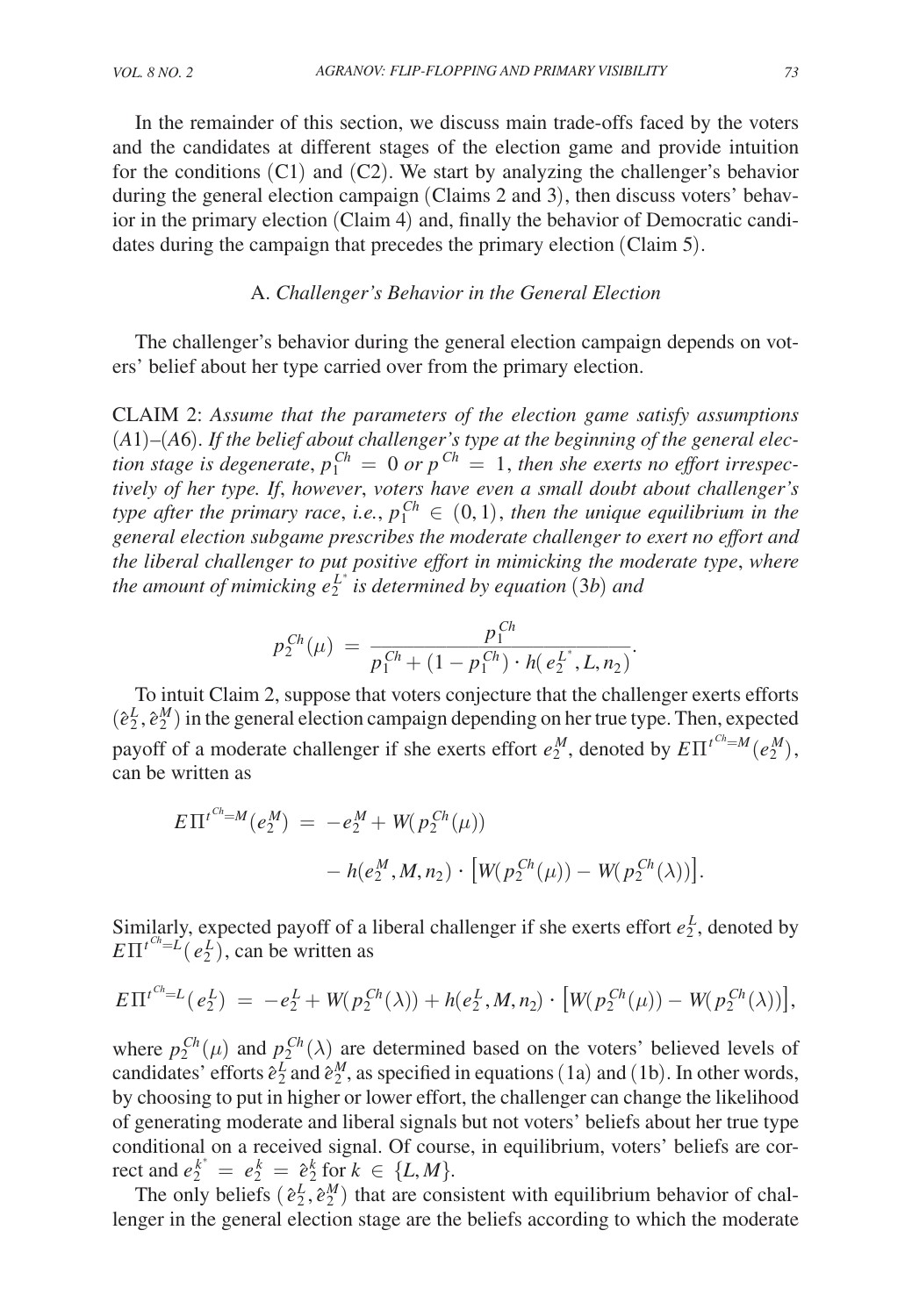In the remainder of this section, we discuss main trade-offs faced by the voters and the candidates at different stages of the election game and provide intuition for the conditions (C1) and (C2). We start by analyzing the challenger's behavior during the general election campaign (Claims 2 and 3), then discuss voters' behavior in the primary election (Claim 4) and, finally the behavior of Democratic candidates during the campaign that precedes the primary election (Claim 5).

### A. *Challenger's Behavior in the General Election*

The challenger's behavior during the general election campaign depends on voters' belief about her type carried over from the primary election.

CLAIM 2: *Assume that the parameters of the election game satisfy assumptions (A1)–(A6). If the belief about challenger's type at the beginning of the general election stage is degenerate, $p_1^{Ch} = 0$ or $p^{Ch} = 1$, then she exerts no effort irrespectively of her type. If, however, voters have even a small doubt about challenger's type after the primary race, i.e., $p_1^{Ch} \in (0,1)$, then the unique equilibrium in the general election subgame prescribes the moderate challenger to exert no effort and the liberal challenger to put positive effort in mimicking the moderate type, where the amount of mimicking $e_2^{L^*}$ is determined by equation (3b) and*

$$p_2^{Ch}(\mu) = \frac{p_1^{Ch}}{p_1^{Ch} + (1 - p_1^{Ch}) \cdot h(e_2^{L^*}, L, n_2)}.$$

To intuit Claim 2, suppose that voters conjecture that the challenger exerts efforts $(\hat{e}_2^L, \hat{e}_2^M)$ in the general election campaign depending on her true type. Then, expected payoff of a moderate challenger if she exerts effort $e_2^M$, denoted by $E\Pi^{t^{Ch}=M}(e_2^M)$, can be written as

$$E\Pi^{t^{Ch}=M}(e_2^M) = -e_2^M + W(p_2^{Ch}(\mu)) - h(e_2^M, M, n_2) \cdot \left[W(p_2^{Ch}(\mu)) - W(p_2^{Ch}(\lambda))\right].$$

Similarly, expected payoff of a liberal challenger if she exerts effort $e_2^L$, denoted by $E\Pi^{t^{Ch}=L}(e_2^L)$, can be written as

$$E\Pi^{t^{Ch}=L}(e_2^L) = -e_2^L + W(p_2^{Ch}(\lambda)) + h(e_2^L, M, n_2) \cdot \left[W(p_2^{Ch}(\mu)) - W(p_2^{Ch}(\lambda))\right],$$

where $p_2^{Ch}(\mu)$ and $p_2^{Ch}(\lambda)$ are determined based on the voters' believed levels of candidates' efforts $\hat{e}_2^L$ and $\hat{e}_2^M$, as specified in equations (1a) and (1b). In other words, by choosing to put in higher or lower effort, the challenger can change the likelihood of generating moderate and liberal signals but not voters' beliefs about her true type conditional on a received signal. Of course, in equilibrium, voters' beliefs are correct and $e_2^{k^*} = e_2^k = \hat{e}_2^k$ for $k \in \{L, M\}$.

The only beliefs $(\hat{e}_2^L, \hat{e}_2^M)$ that are consistent with equilibrium behavior of challenger in the general election stage are the beliefs according to which the moderate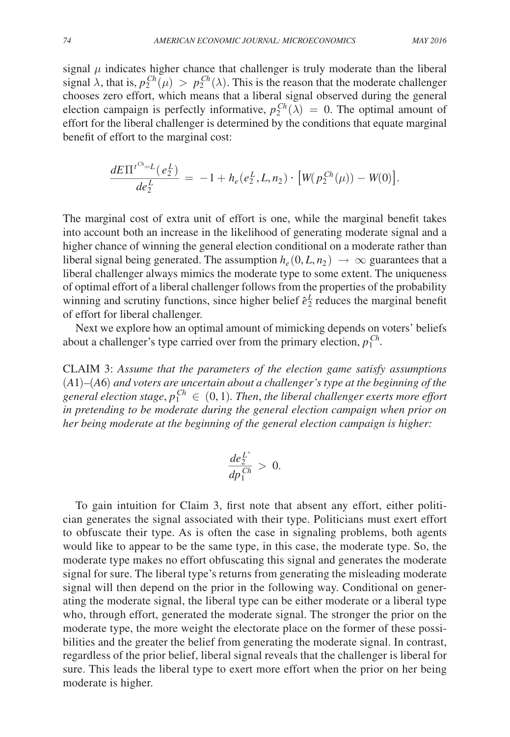signal $\mu$ indicates higher chance that challenger is truly moderate than the liberal signal $\lambda$, that is, $p_2^{Ch}(\mu) > p_2^{Ch}(\lambda)$. This is the reason that the moderate challenger chooses zero effort, which means that a liberal signal observed during the general election campaign is perfectly informative, $p_2^{Ch}(\lambda) = 0$. The optimal amount of effort for the liberal challenger is determined by the conditions that equate marginal benefit of effort to the marginal cost:

$$\frac{dE\Pi^{t^{Ch}=L}(e_2^L)}{de_2^L} = -1 + h_e(e_2^L, L, n_2) \cdot \left[W(p_2^{Ch}(\mu)) - W(0)\right].$$

The marginal cost of extra unit of effort is one, while the marginal benefit takes into account both an increase in the likelihood of generating moderate signal and a higher chance of winning the general election conditional on a moderate rather than liberal signal being generated. The assumption $h_e(0, L, n_2) \rightarrow \infty$ guarantees that a liberal challenger always mimics the moderate type to some extent. The uniqueness of optimal effort of a liberal challenger follows from the properties of the probability winning and scrutiny functions, since higher belief $\hat{e}_2^L$ reduces the marginal benefit of effort for liberal challenger.

Next we explore how an optimal amount of mimicking depends on voters' beliefs about a challenger's type carried over from the primary election, $p_1^{Ch}$.

CLAIM 3: *Assume that the parameters of the election game satisfy assumptions* (*A*1)–(*A*6) *and voters are uncertain about a challenger's type at the beginning of the general election stage*, $p_1^{Ch} \in (0,1)$. *Then*, *the liberal challenger exerts more effort in pretending to be moderate during the general election campaign when prior on her being moderate at the beginning of the general election campaign is higher:*

$$\frac{de_2^{L^*}}{dp_1^{Ch}} > 0.$$

To gain intuition for Claim 3, first note that absent any effort, either politician generates the signal associated with their type. Politicians must exert effort to obfuscate their type. As is often the case in signaling problems, both agents would like to appear to be the same type, in this case, the moderate type. So, the moderate type makes no effort obfuscating this signal and generates the moderate signal for sure. The liberal type's returns from generating the misleading moderate signal will then depend on the prior in the following way. Conditional on generating the moderate signal, the liberal type can be either moderate or a liberal type who, through effort, generated the moderate signal. The stronger the prior on the moderate type, the more weight the electorate place on the former of these possibilities and the greater the belief from generating the moderate signal. In contrast, regardless of the prior belief, liberal signal reveals that the challenger is liberal for sure. This leads the liberal type to exert more effort when the prior on her being moderate is higher.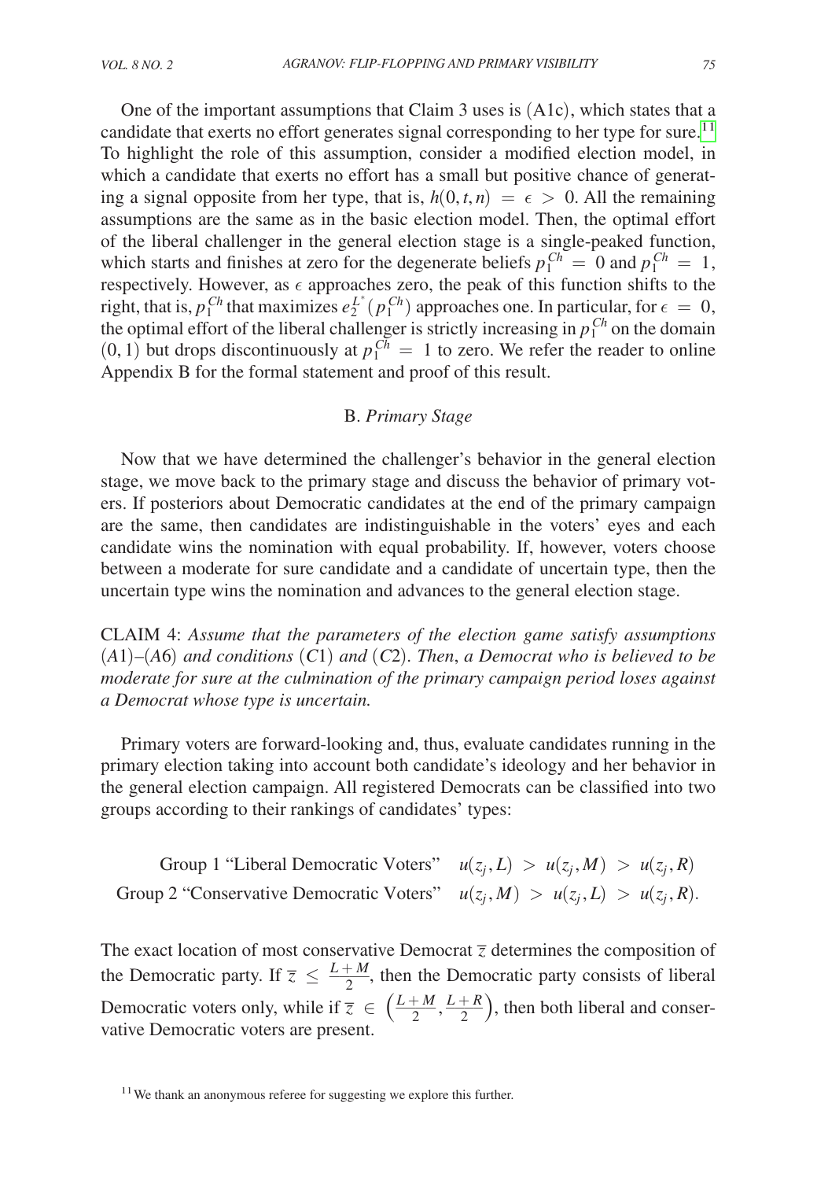One of the important assumptions that Claim 3 uses is (A1c), which states that a candidate that exerts no effort generates signal corresponding to her type for sure.[11] To highlight the role of this assumption, consider a modified election model, in which a candidate that exerts no effort has a small but positive chance of generating a signal opposite from her type, that is, $h(0, t, n) = \epsilon > 0$. All the remaining assumptions are the same as in the basic election model. Then, the optimal effort of the liberal challenger in the general election stage is a single-peaked function, which starts and finishes at zero for the degenerate beliefs $p_1^{Ch} = 0$ and $p_1^{Ch} = 1$, respectively. However, as $\epsilon$ approaches zero, the peak of this function shifts to the right, that is, $p_1^{Ch}$ that maximizes $e_2^{L^*}(p_1^{Ch})$ approaches one. In particular, for $\epsilon = 0$, the optimal effort of the liberal challenger is strictly increasing in $p_1^{Ch}$ on the domain $(0, 1)$ but drops discontinuously at $p_1^{Ch} = 1$ to zero. We refer the reader to online Appendix B for the formal statement and proof of this result.

## B. *Primary Stage*

Now that we have determined the challenger's behavior in the general election stage, we move back to the primary stage and discuss the behavior of primary voters. If posteriors about Democratic candidates at the end of the primary campaign are the same, then candidates are indistinguishable in the voters' eyes and each candidate wins the nomination with equal probability. If, however, voters choose between a moderate for sure candidate and a candidate of uncertain type, then the uncertain type wins the nomination and advances to the general election stage.

CLAIM 4: *Assume that the parameters of the election game satisfy assumptions (A1)–(A6) and conditions (C1) and (C2). Then, a Democrat who is believed to be moderate for sure at the culmination of the primary campaign period loses against a Democrat whose type is uncertain.*

Primary voters are forward-looking and, thus, evaluate candidates running in the primary election taking into account both candidate's ideology and her behavior in the general election campaign. All registered Democrats can be classified into two groups according to their rankings of candidates' types:

$$\text{Group 1 "Liberal Democratic Voters"} \quad u(z_j, L) > u(z_j, M) > u(z_j, R)$$
$$\text{Group 2 "Conservative Democratic Voters"} \quad u(z_j, M) > u(z_j, L) > u(z_j, R).$$

The exact location of most conservative Democrat $\overline{z}$ determines the composition of the Democratic party. If $\overline{z} \leq \frac{L+M}{2}$, then the Democratic party consists of liberal Democratic voters only, while if $\overline{z} \in \left(\frac{L+M}{2}, \frac{L+R}{2}\right)$, then both liberal and conservative Democratic voters are present.

[11] We thank an anonymous referee for suggesting we explore this further.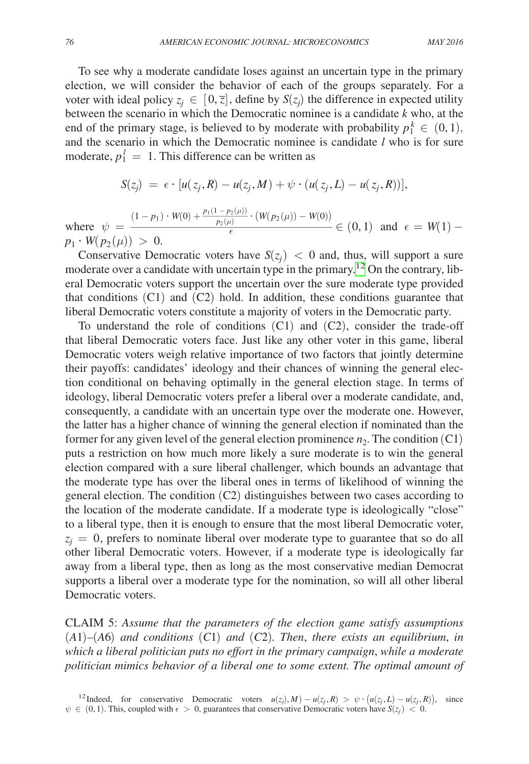To see why a moderate candidate loses against an uncertain type in the primary election, we will consider the behavior of each of the groups separately. For a voter with ideal policy $z_j \in [0, \overline{z}]$, define by $S(z_j)$ the difference in expected utility between the scenario in which the Democratic nominee is a candidate $k$ who, at the end of the primary stage, is believed to by moderate with probability $p_1^k \in (0,1)$, and the scenario in which the Democratic nominee is candidate $l$ who is for sure moderate, $p_1^l = 1$. This difference can be written as

$$S(z_j) = \epsilon \cdot [u(z_j, R) - u(z_j, M) + \psi \cdot (u(z_j, L) - u(z_j, R))],$$

where $\psi = \dfrac{(1-p_1) \cdot W(0) + \frac{p_1(1-p_2(\mu))}{p_2(\mu)} \cdot \big(W(p_2(\mu)) - W(0)\big)}{\epsilon} \in (0,1)$ and $\epsilon = W(1) - p_1 \cdot W(p_2(\mu)) > 0$.

Conservative Democratic voters have $S(z_j) < 0$ and, thus, will support a sure moderate over a candidate with uncertain type in the primary.[12] On the contrary, liberal Democratic voters support the uncertain over the sure moderate type provided that conditions (C1) and (C2) hold. In addition, these conditions guarantee that liberal Democratic voters constitute a majority of voters in the Democratic party.

To understand the role of conditions (C1) and (C2), consider the trade-off that liberal Democratic voters face. Just like any other voter in this game, liberal Democratic voters weigh relative importance of two factors that jointly determine their payoffs: candidates' ideology and their chances of winning the general election conditional on behaving optimally in the general election stage. In terms of ideology, liberal Democratic voters prefer a liberal over a moderate candidate, and, consequently, a candidate with an uncertain type over the moderate one. However, the latter has a higher chance of winning the general election if nominated than the former for any given level of the general election prominence $n_2$. The condition (C1) puts a restriction on how much more likely a sure moderate is to win the general election compared with a sure liberal challenger, which bounds an advantage that the moderate type has over the liberal ones in terms of likelihood of winning the general election. The condition (C2) distinguishes between two cases according to the location of the moderate candidate. If a moderate type is ideologically "close" to a liberal type, then it is enough to ensure that the most liberal Democratic voter, $z_j = 0$, prefers to nominate liberal over moderate type to guarantee that so do all other liberal Democratic voters. However, if a moderate type is ideologically far away from a liberal type, then as long as the most conservative median Democrat supports a liberal over a moderate type for the nomination, so will all other liberal Democratic voters.

CLAIM 5: *Assume that the parameters of the election game satisfy assumptions (A1)–(A6) and conditions (C1) and (C2). Then, there exists an equilibrium, in which a liberal politician puts no effort in the primary campaign, while a moderate politician mimics behavior of a liberal one to some extent. The optimal amount of*

[12] Indeed, for conservative Democratic voters $u(z_j), M) - u(z_j, R) > \psi \cdot \big(u(z_j, L) - u(z_j, R)\big)$, since $\psi \in (0,1)$. This, coupled with $\epsilon > 0$, guarantees that conservative Democratic voters have $S(z_j) < 0$.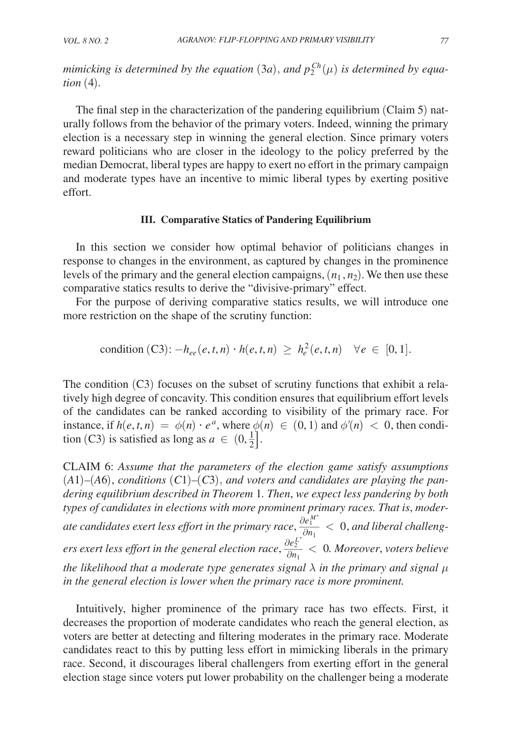*mimicking is determined by the equation* (3*a*), *and* $p_2^{Ch}(\mu)$ *is determined by equation* (4).

The final step in the characterization of the pandering equilibrium (Claim 5) naturally follows from the behavior of the primary voters. Indeed, winning the primary election is a necessary step in winning the general election. Since primary voters reward politicians who are closer in the ideology to the policy preferred by the median Democrat, liberal types are happy to exert no effort in the primary campaign and moderate types have an incentive to mimic liberal types by exerting positive effort.

## III. Comparative Statics of Pandering Equilibrium

In this section we consider how optimal behavior of politicians changes in response to changes in the environment, as captured by changes in the prominence levels of the primary and the general election campaigns, $(n_1, n_2)$. We then use these comparative statics results to derive the "divisive-primary" effect.

For the purpose of deriving comparative statics results, we will introduce one more restriction on the shape of the scrutiny function:

$$\text{condition (C3): } -h_{ee}(e,t,n) \cdot h(e,t,n) \geq h_e^2(e,t,n) \quad \forall e \in [0,1].$$

The condition (C3) focuses on the subset of scrutiny functions that exhibit a relatively high degree of concavity. This condition ensures that equilibrium effort levels of the candidates can be ranked according to visibility of the primary race. For instance, if $h(e,t,n) = \phi(n) \cdot e^a$, where $\phi(n) \in (0,1)$ and $\phi'(n) < 0$, then condition (C3) is satisfied as long as $a \in \left(0, \frac{1}{2}\right]$.

CLAIM 6: *Assume that the parameters of the election game satisfy assumptions* (*A*1)–(*A*6), *conditions* (*C*1)–(*C*3), *and voters and candidates are playing the pandering equilibrium described in Theorem* 1. *Then*, *we expect less pandering by both types of candidates in elections with more prominent primary races. That is*, *moderate candidates exert less effort in the primary race*, $\frac{\partial e_1^{M^*}}{\partial n_1} < 0$, *and liberal challengers exert less effort in the general election race*, $\frac{\partial e_2^{L^*}}{\partial n_1} < 0$. *Moreover*, *voters believe the likelihood that a moderate type generates signal* $\lambda$ *in the primary and signal* $\mu$ *in the general election is lower when the primary race is more prominent.*

Intuitively, higher prominence of the primary race has two effects. First, it decreases the proportion of moderate candidates who reach the general election, as voters are better at detecting and filtering moderates in the primary race. Moderate candidates react to this by putting less effort in mimicking liberals in the primary race. Second, it discourages liberal challengers from exerting effort in the general election stage since voters put lower probability on the challenger being a moderate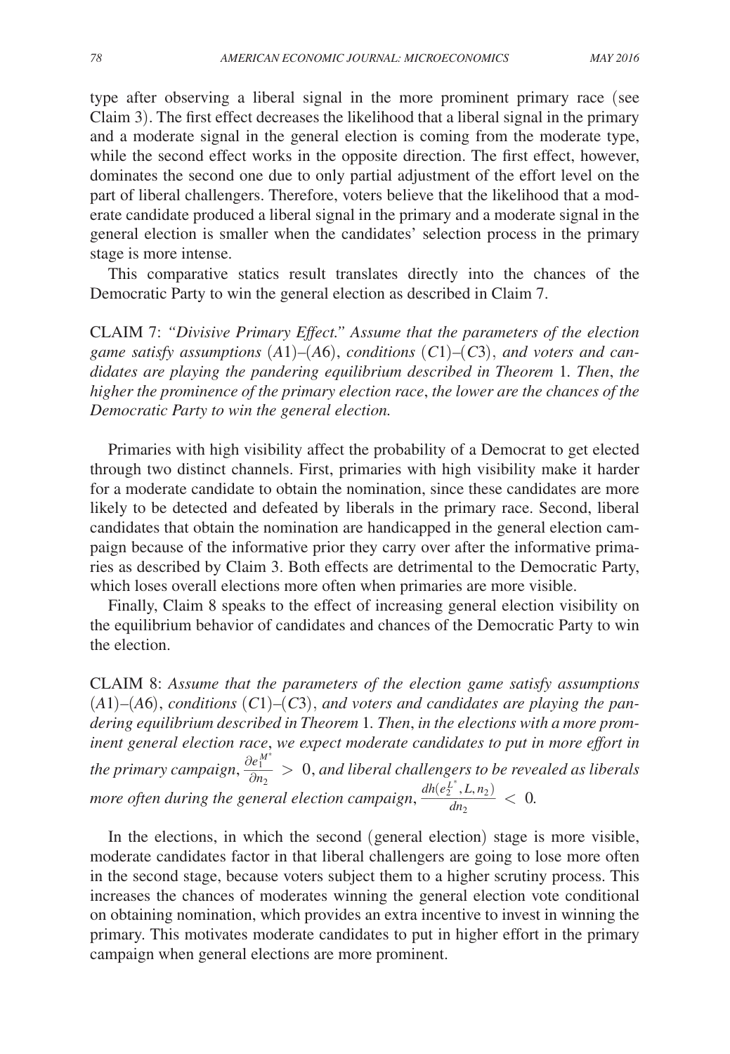type after observing a liberal signal in the more prominent primary race (see Claim 3). The first effect decreases the likelihood that a liberal signal in the primary and a moderate signal in the general election is coming from the moderate type, while the second effect works in the opposite direction. The first effect, however, dominates the second one due to only partial adjustment of the effort level on the part of liberal challengers. Therefore, voters believe that the likelihood that a moderate candidate produced a liberal signal in the primary and a moderate signal in the general election is smaller when the candidates' selection process in the primary stage is more intense.

This comparative statics result translates directly into the chances of the Democratic Party to win the general election as described in Claim 7.

CLAIM 7: *"Divisive Primary Effect." Assume that the parameters of the election game satisfy assumptions* (*A*1)–(*A*6), *conditions* (*C*1)–(*C*3), *and voters and candidates are playing the pandering equilibrium described in Theorem* 1. *Then*, *the higher the prominence of the primary election race*, *the lower are the chances of the Democratic Party to win the general election.*

Primaries with high visibility affect the probability of a Democrat to get elected through two distinct channels. First, primaries with high visibility make it harder for a moderate candidate to obtain the nomination, since these candidates are more likely to be detected and defeated by liberals in the primary race. Second, liberal candidates that obtain the nomination are handicapped in the general election campaign because of the informative prior they carry over after the informative primaries as described by Claim 3. Both effects are detrimental to the Democratic Party, which loses overall elections more often when primaries are more visible.

Finally, Claim 8 speaks to the effect of increasing general election visibility on the equilibrium behavior of candidates and chances of the Democratic Party to win the election.

CLAIM 8: *Assume that the parameters of the election game satisfy assumptions* (*A*1)–(*A*6), *conditions* (*C*1)–(*C*3), *and voters and candidates are playing the pandering equilibrium described in Theorem* 1. *Then*, *in the elections with a more prominent general election race*, *we expect moderate candidates to put in more effort in the primary campaign*, $\frac{\partial e_1^{M^*}}{\partial n_2} > 0$, *and liberal challengers to be revealed as liberals more often during the general election campaign*, $\frac{dh(e_2^{L^*}, L, n_2)}{dn_2} < 0$.

In the elections, in which the second (general election) stage is more visible, moderate candidates factor in that liberal challengers are going to lose more often in the second stage, because voters subject them to a higher scrutiny process. This increases the chances of moderates winning the general election vote conditional on obtaining nomination, which provides an extra incentive to invest in winning the primary. This motivates moderate candidates to put in higher effort in the primary campaign when general elections are more prominent.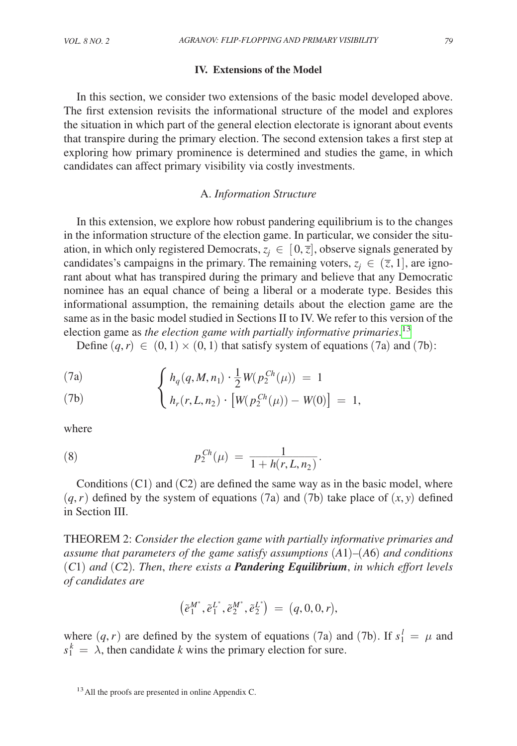## IV. Extensions of the Model

In this section, we consider two extensions of the basic model developed above. The first extension revisits the informational structure of the model and explores the situation in which part of the general election electorate is ignorant about events that transpire during the primary election. The second extension takes a first step at exploring how primary prominence is determined and studies the game, in which candidates can affect primary visibility via costly investments.

### A. *Information Structure*

In this extension, we explore how robust pandering equilibrium is to the changes in the information structure of the election game. In particular, we consider the situation, in which only registered Democrats, $z_j \in [0, \overline{z}]$, observe signals generated by candidates's campaigns in the primary. The remaining voters, $z_j \in (\overline{z}, 1]$, are ignorant about what has transpired during the primary and believe that any Democratic nominee has an equal chance of being a liberal or a moderate type. Besides this informational assumption, the remaining details about the election game are the same as in the basic model studied in Sections II to IV. We refer to this version of the election game as *the election game with partially informative primaries*.[13]

Define $(q, r) \in (0,1) \times (0,1)$ that satisfy system of equations (7a) and (7b):

$$
\begin{cases} h_q(q, M, n_1) \cdot \frac{1}{2} W(p_2^{Ch}(\mu)) = 1 & \text{(7a)} \\ h_r(r, L, n_2) \cdot \left[ W(p_2^{Ch}(\mu)) - W(0) \right] = 1, & \text{(7b)} \end{cases}
$$

where

$$
p_2^{Ch}(\mu) = \frac{1}{1 + h(r, L, n_2)}. \tag{8}
$$

Conditions (C1) and (C2) are defined the same way as in the basic model, where $(q, r)$ defined by the system of equations (7a) and (7b) take place of $(x, y)$ defined in Section III.

THEOREM 2: *Consider the election game with partially informative primaries and assume that parameters of the game satisfy assumptions* (*A*1)–(*A*6) *and conditions* (*C*1) *and* (*C*2). *Then*, *there exists a* ***Pandering Equilibrium***, *in which effort levels of candidates are*

$$
\left( \tilde{e}_1^{M^*}, \tilde{e}_1^{L^*}, \tilde{e}_2^{M^*}, \tilde{e}_2^{L^*} \right) = (q, 0, 0, r),
$$

where $(q, r)$ are defined by the system of equations (7a) and (7b). If $s_1^l = \mu$ and $s_1^k = \lambda$, then candidate $k$ wins the primary election for sure.

[13] All the proofs are presented in online Appendix C.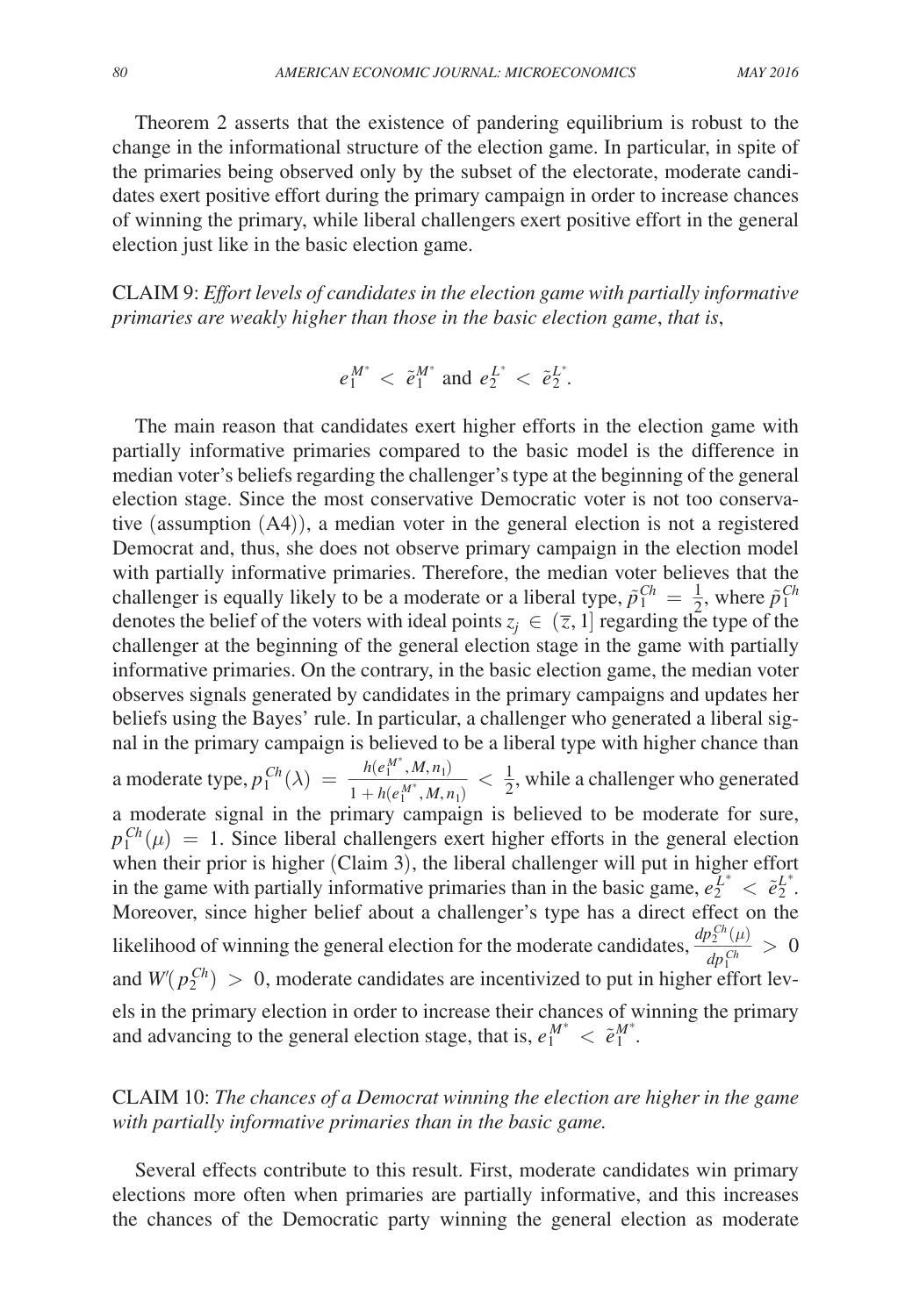Theorem 2 asserts that the existence of pandering equilibrium is robust to the change in the informational structure of the election game. In particular, in spite of the primaries being observed only by the subset of the electorate, moderate candidates exert positive effort during the primary campaign in order to increase chances of winning the primary, while liberal challengers exert positive effort in the general election just like in the basic election game.

CLAIM 9: *Effort levels of candidates in the election game with partially informative primaries are weakly higher than those in the basic election game*, *that is*,

$$e_1^{M^*} < \tilde{e}_1^{M^*} \text{ and } e_2^{L^*} < \tilde{e}_2^{L^*}.$$

The main reason that candidates exert higher efforts in the election game with partially informative primaries compared to the basic model is the difference in median voter's beliefs regarding the challenger's type at the beginning of the general election stage. Since the most conservative Democratic voter is not too conservative (assumption (A4)), a median voter in the general election is not a registered Democrat and, thus, she does not observe primary campaign in the election model with partially informative primaries. Therefore, the median voter believes that the challenger is equally likely to be a moderate or a liberal type, $\tilde{p}_1^{Ch} = \frac{1}{2}$, where $\tilde{p}_1^{Ch}$ denotes the belief of the voters with ideal points $z_j \in (\overline{z}, 1]$ regarding the type of the challenger at the beginning of the general election stage in the game with partially informative primaries. On the contrary, in the basic election game, the median voter observes signals generated by candidates in the primary campaigns and updates her beliefs using the Bayes' rule. In particular, a challenger who generated a liberal signal in the primary campaign is believed to be a liberal type with higher chance than a moderate type, $p_1^{Ch}(\lambda) = \frac{h(e_1^{M^*}, M, n_1)}{1 + h(e_1^{M^*}, M, n_1)} < \frac{1}{2}$, while a challenger who generated a moderate signal in the primary campaign is believed to be moderate for sure, $p_1^{Ch}(\mu) = 1$. Since liberal challengers exert higher efforts in the general election when their prior is higher (Claim 3), the liberal challenger will put in higher effort in the game with partially informative primaries than in the basic game, $e_2^{L^*} < \tilde{e}_2^{L^*}$. Moreover, since higher belief about a challenger's type has a direct effect on the likelihood of winning the general election for the moderate candidates, $\frac{dp_2^{Ch}(\mu)}{dp_1^{Ch}} > 0$ and $W'(p_2^{Ch}) > 0$, moderate candidates are incentivized to put in higher effort levels in the primary election in order to increase their chances of winning the primary and advancing to the general election stage, that is, $e_1^{M^*} < \tilde{e}_1^{M^*}$.

CLAIM 10: *The chances of a Democrat winning the election are higher in the game with partially informative primaries than in the basic game.*

Several effects contribute to this result. First, moderate candidates win primary elections more often when primaries are partially informative, and this increases the chances of the Democratic party winning the general election as moderate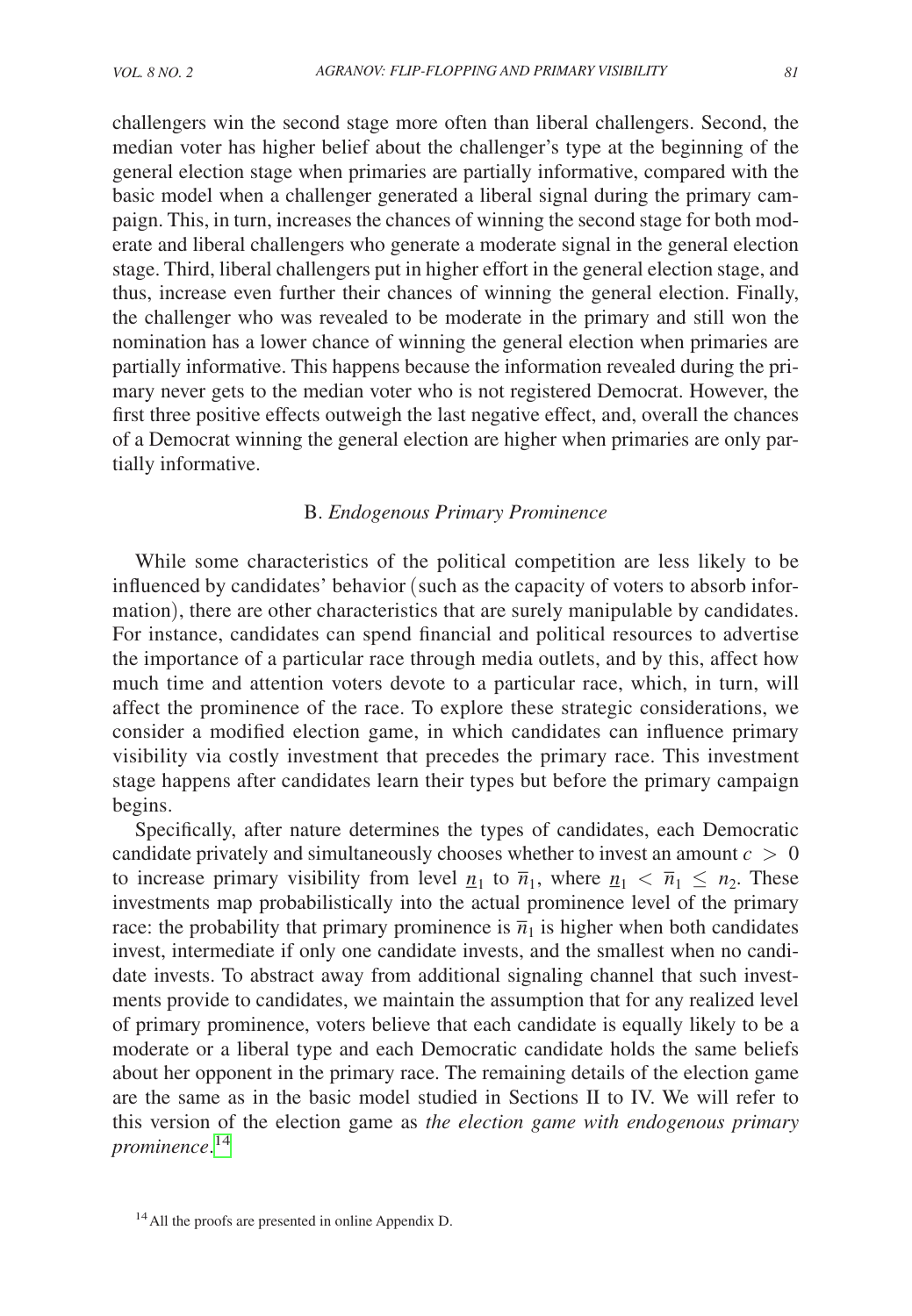challengers win the second stage more often than liberal challengers. Second, the median voter has higher belief about the challenger's type at the beginning of the general election stage when primaries are partially informative, compared with the basic model when a challenger generated a liberal signal during the primary campaign. This, in turn, increases the chances of winning the second stage for both moderate and liberal challengers who generate a moderate signal in the general election stage. Third, liberal challengers put in higher effort in the general election stage, and thus, increase even further their chances of winning the general election. Finally, the challenger who was revealed to be moderate in the primary and still won the nomination has a lower chance of winning the general election when primaries are partially informative. This happens because the information revealed during the primary never gets to the median voter who is not registered Democrat. However, the first three positive effects outweigh the last negative effect, and, overall the chances of a Democrat winning the general election are higher when primaries are only partially informative.

### B. *Endogenous Primary Prominence*

While some characteristics of the political competition are less likely to be influenced by candidates' behavior (such as the capacity of voters to absorb information), there are other characteristics that are surely manipulable by candidates. For instance, candidates can spend financial and political resources to advertise the importance of a particular race through media outlets, and by this, affect how much time and attention voters devote to a particular race, which, in turn, will affect the prominence of the race. To explore these strategic considerations, we consider a modified election game, in which candidates can influence primary visibility via costly investment that precedes the primary race. This investment stage happens after candidates learn their types but before the primary campaign begins.

Specifically, after nature determines the types of candidates, each Democratic candidate privately and simultaneously chooses whether to invest an amount $c > 0$ to increase primary visibility from level $\underline{n}_1$ to $\overline{n}_1$, where $\underline{n}_1 < \overline{n}_1 \leq n_2$. These investments map probabilistically into the actual prominence level of the primary race: the probability that primary prominence is $\overline{n}_1$ is higher when both candidates invest, intermediate if only one candidate invests, and the smallest when no candidate invests. To abstract away from additional signaling channel that such investments provide to candidates, we maintain the assumption that for any realized level of primary prominence, voters believe that each candidate is equally likely to be a moderate or a liberal type and each Democratic candidate holds the same beliefs about her opponent in the primary race. The remaining details of the election game are the same as in the basic model studied in Sections II to IV. We will refer to this version of the election game as *the election game with endogenous primary prominence*.[14]

[14] All the proofs are presented in online Appendix D.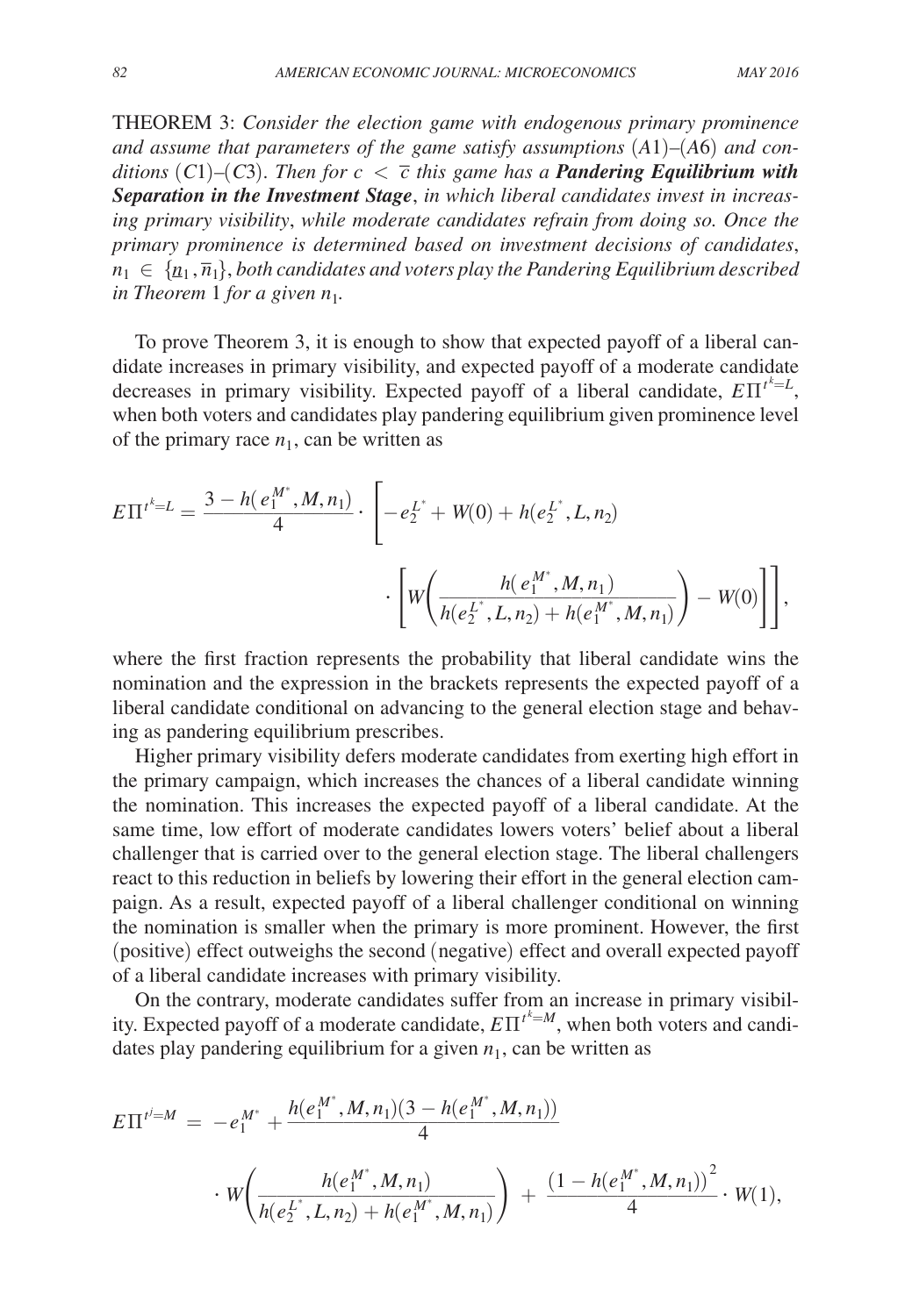THEOREM 3: *Consider the election game with endogenous primary prominence and assume that parameters of the game satisfy assumptions* (*A*1)–(*A*6) *and conditions* (*C*1)–(*C*3). *Then for* $c < \overline{c}$ *this game has a* ***Pandering Equilibrium with Separation in the Investment Stage***, *in which liberal candidates invest in increasing primary visibility*, *while moderate candidates refrain from doing so. Once the primary prominence is determined based on investment decisions of candidates*, $n_1 \in \{\underline{n}_1, \overline{n}_1\}$, *both candidates and voters play the Pandering Equilibrium described in Theorem* 1 *for a given* $n_1$.

To prove Theorem 3, it is enough to show that expected payoff of a liberal candidate increases in primary visibility, and expected payoff of a moderate candidate decreases in primary visibility. Expected payoff of a liberal candidate, $E\Pi^{t^k=L}$, when both voters and candidates play pandering equilibrium given prominence level of the primary race $n_1$, can be written as

$$E\Pi^{t^k=L} = \frac{3 - h(e_1^{M^*}, M, n_1)}{4} \cdot \left[ -e_2^{L^*} + W(0) + h(e_2^{L^*}, L, n_2) \cdot \left[ W\left( \frac{h(e_1^{M^*}, M, n_1)}{h(e_2^{L^*}, L, n_2) + h(e_1^{M^*}, M, n_1)} \right) - W(0) \right] \right],$$

where the first fraction represents the probability that liberal candidate wins the nomination and the expression in the brackets represents the expected payoff of a liberal candidate conditional on advancing to the general election stage and behaving as pandering equilibrium prescribes.

Higher primary visibility defers moderate candidates from exerting high effort in the primary campaign, which increases the chances of a liberal candidate winning the nomination. This increases the expected payoff of a liberal candidate. At the same time, low effort of moderate candidates lowers voters' belief about a liberal challenger that is carried over to the general election stage. The liberal challengers react to this reduction in beliefs by lowering their effort in the general election campaign. As a result, expected payoff of a liberal challenger conditional on winning the nomination is smaller when the primary is more prominent. However, the first (positive) effect outweighs the second (negative) effect and overall expected payoff of a liberal candidate increases with primary visibility.

On the contrary, moderate candidates suffer from an increase in primary visibility. Expected payoff of a moderate candidate, $E\Pi^{t^k=M}$, when both voters and candidates play pandering equilibrium for a given $n_1$, can be written as

$$E\Pi^{t^j=M} = -e_1^{M^*} + \frac{h(e_1^{M^*}, M, n_1)(3 - h(e_1^{M^*}, M, n_1))}{4} \cdot W\left( \frac{h(e_1^{M^*}, M, n_1)}{h(e_2^{L^*}, L, n_2) + h(e_1^{M^*}, M, n_1)} \right) + \frac{(1 - h(e_1^{M^*}, M, n_1))^2}{4} \cdot W(1),$$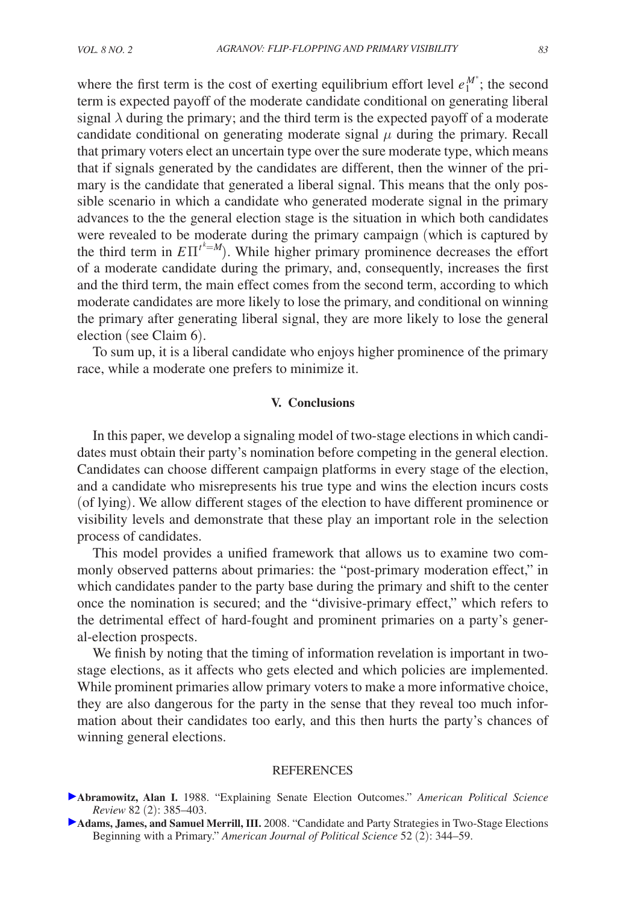where the first term is the cost of exerting equilibrium effort level $e_1^{M^*}$; the second term is expected payoff of the moderate candidate conditional on generating liberal signal $\lambda$ during the primary; and the third term is the expected payoff of a moderate candidate conditional on generating moderate signal $\mu$ during the primary. Recall that primary voters elect an uncertain type over the sure moderate type, which means that if signals generated by the candidates are different, then the winner of the primary is the candidate that generated a liberal signal. This means that the only possible scenario in which a candidate who generated moderate signal in the primary advances to the the general election stage is the situation in which both candidates were revealed to be moderate during the primary campaign (which is captured by the third term in $E\Pi^{t^k=M}$). While higher primary prominence decreases the effort of a moderate candidate during the primary, and, consequently, increases the first and the third term, the main effect comes from the second term, according to which moderate candidates are more likely to lose the primary, and conditional on winning the primary after generating liberal signal, they are more likely to lose the general election (see Claim 6).

To sum up, it is a liberal candidate who enjoys higher prominence of the primary race, while a moderate one prefers to minimize it.

## V. Conclusions

In this paper, we develop a signaling model of two-stage elections in which candidates must obtain their party's nomination before competing in the general election. Candidates can choose different campaign platforms in every stage of the election, and a candidate who misrepresents his true type and wins the election incurs costs (of lying). We allow different stages of the election to have different prominence or visibility levels and demonstrate that these play an important role in the selection process of candidates.

This model provides a unified framework that allows us to examine two commonly observed patterns about primaries: the "post-primary moderation effect," in which candidates pander to the party base during the primary and shift to the center once the nomination is secured; and the "divisive-primary effect," which refers to the detrimental effect of hard-fought and prominent primaries on a party's general-election prospects.

We finish by noting that the timing of information revelation is important in two-stage elections, as it affects who gets elected and which policies are implemented. While prominent primaries allow primary voters to make a more informative choice, they are also dangerous for the party in the sense that they reveal too much information about their candidates too early, and this then hurts the party's chances of winning general elections.

## REFERENCES

**Abramowitz, Alan I.** 1988. "Explaining Senate Election Outcomes." *American Political Science Review* 82 (2): 385–403.

**Adams, James, and Samuel Merrill, III.** 2008. "Candidate and Party Strategies in Two-Stage Elections Beginning with a Primary." *American Journal of Political Science* 52 (2): 344–59.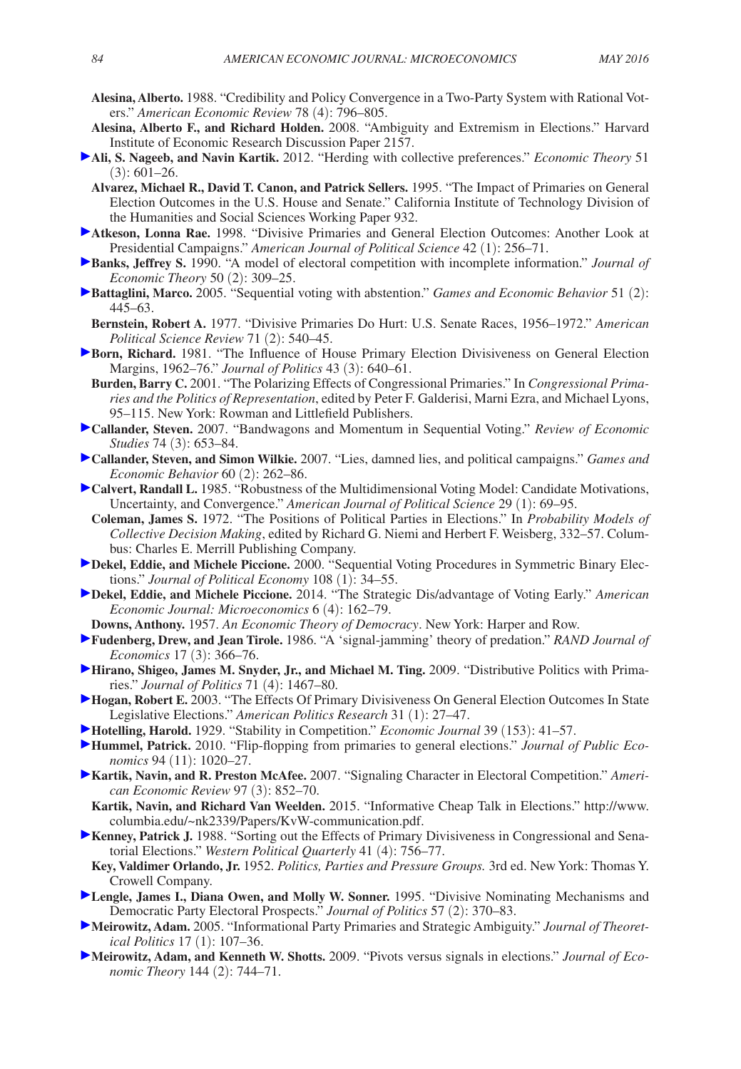**Alesina, Alberto.** 1988. "Credibility and Policy Convergence in a Two-Party System with Rational Voters." *American Economic Review* 78 (4): 796–805.

**Alesina, Alberto F., and Richard Holden.** 2008. "Ambiguity and Extremism in Elections." Harvard Institute of Economic Research Discussion Paper 2157.

**Ali, S. Nageeb, and Navin Kartik.** 2012. "Herding with collective preferences." *Economic Theory* 51 (3): 601–26.

**Alvarez, Michael R., David T. Canon, and Patrick Sellers.** 1995. "The Impact of Primaries on General Election Outcomes in the U.S. House and Senate." California Institute of Technology Division of the Humanities and Social Sciences Working Paper 932.

**Atkeson, Lonna Rae.** 1998. "Divisive Primaries and General Election Outcomes: Another Look at Presidential Campaigns." *American Journal of Political Science* 42 (1): 256–71.

**Banks, Jeffrey S.** 1990. "A model of electoral competition with incomplete information." *Journal of Economic Theory* 50 (2): 309–25.

**Battaglini, Marco.** 2005. "Sequential voting with abstention." *Games and Economic Behavior* 51 (2): 445–63.

**Bernstein, Robert A.** 1977. "Divisive Primaries Do Hurt: U.S. Senate Races, 1956–1972." *American Political Science Review* 71 (2): 540–45.

**Born, Richard.** 1981. "The Influence of House Primary Election Divisiveness on General Election Margins, 1962–76." *Journal of Politics* 43 (3): 640–61.

**Burden, Barry C.** 2001. "The Polarizing Effects of Congressional Primaries." In *Congressional Primaries and the Politics of Representation*, edited by Peter F. Galderisi, Marni Ezra, and Michael Lyons, 95–115. New York: Rowman and Littlefield Publishers.

**Callander, Steven.** 2007. "Bandwagons and Momentum in Sequential Voting." *Review of Economic Studies* 74 (3): 653–84.

**Callander, Steven, and Simon Wilkie.** 2007. "Lies, damned lies, and political campaigns." *Games and Economic Behavior* 60 (2): 262–86.

**Calvert, Randall L.** 1985. "Robustness of the Multidimensional Voting Model: Candidate Motivations, Uncertainty, and Convergence." *American Journal of Political Science* 29 (1): 69–95.

**Coleman, James S.** 1972. "The Positions of Political Parties in Elections." In *Probability Models of Collective Decision Making*, edited by Richard G. Niemi and Herbert F. Weisberg, 332–57. Columbus: Charles E. Merrill Publishing Company.

**Dekel, Eddie, and Michele Piccione.** 2000. "Sequential Voting Procedures in Symmetric Binary Elections." *Journal of Political Economy* 108 (1): 34–55.

**Dekel, Eddie, and Michele Piccione.** 2014. "The Strategic Dis/advantage of Voting Early." *American Economic Journal: Microeconomics* 6 (4): 162–79.

**Downs, Anthony.** 1957. *An Economic Theory of Democracy*. New York: Harper and Row.

**Fudenberg, Drew, and Jean Tirole.** 1986. "A 'signal-jamming' theory of predation." *RAND Journal of Economics* 17 (3): 366–76.

**Hirano, Shigeo, James M. Snyder, Jr., and Michael M. Ting.** 2009. "Distributive Politics with Primaries." *Journal of Politics* 71 (4): 1467–80.

**Hogan, Robert E.** 2003. "The Effects Of Primary Divisiveness On General Election Outcomes In State Legislative Elections." *American Politics Research* 31 (1): 27–47.

**Hotelling, Harold.** 1929. "Stability in Competition." *Economic Journal* 39 (153): 41–57.

**Hummel, Patrick.** 2010. "Flip-flopping from primaries to general elections." *Journal of Public Economics* 94 (11): 1020–27.

**Kartik, Navin, and R. Preston McAfee.** 2007. "Signaling Character in Electoral Competition." *American Economic Review* 97 (3): 852–70.

**Kartik, Navin, and Richard Van Weelden.** 2015. "Informative Cheap Talk in Elections." http://www.columbia.edu/~nk2339/Papers/KvW-communication.pdf.

**Kenney, Patrick J.** 1988. "Sorting out the Effects of Primary Divisiveness in Congressional and Senatorial Elections." *Western Political Quarterly* 41 (4): 756–77.

**Key, Valdimer Orlando, Jr.** 1952. *Politics, Parties and Pressure Groups.* 3rd ed. New York: Thomas Y. Crowell Company.

**Lengle, James I., Diana Owen, and Molly W. Sonner.** 1995. "Divisive Nominating Mechanisms and Democratic Party Electoral Prospects." *Journal of Politics* 57 (2): 370–83.

**Meirowitz, Adam.** 2005. "Informational Party Primaries and Strategic Ambiguity." *Journal of Theoretical Politics* 17 (1): 107–36.

**Meirowitz, Adam, and Kenneth W. Shotts.** 2009. "Pivots versus signals in elections." *Journal of Economic Theory* 144 (2): 744–71.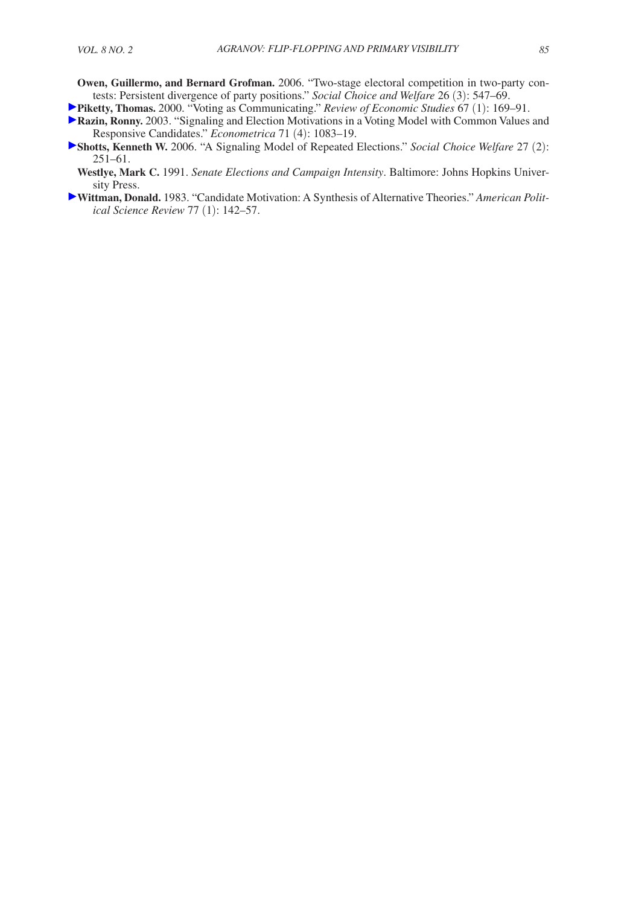**Owen, Guillermo, and Bernard Grofman.** 2006. "Two-stage electoral competition in two-party contests: Persistent divergence of party positions." *Social Choice and Welfare* 26 (3): 547–69.

**Piketty, Thomas.** 2000. "Voting as Communicating." *Review of Economic Studies* 67 (1): 169–91.

**Razin, Ronny.** 2003. "Signaling and Election Motivations in a Voting Model with Common Values and Responsive Candidates." *Econometrica* 71 (4): 1083–19.

**Shotts, Kenneth W.** 2006. "A Signaling Model of Repeated Elections." *Social Choice Welfare* 27 (2): 251–61.

**Westlye, Mark C.** 1991. *Senate Elections and Campaign Intensity*. Baltimore: Johns Hopkins University Press.

**Wittman, Donald.** 1983. "Candidate Motivation: A Synthesis of Alternative Theories." *American Political Science Review* 77 (1): 142–57.